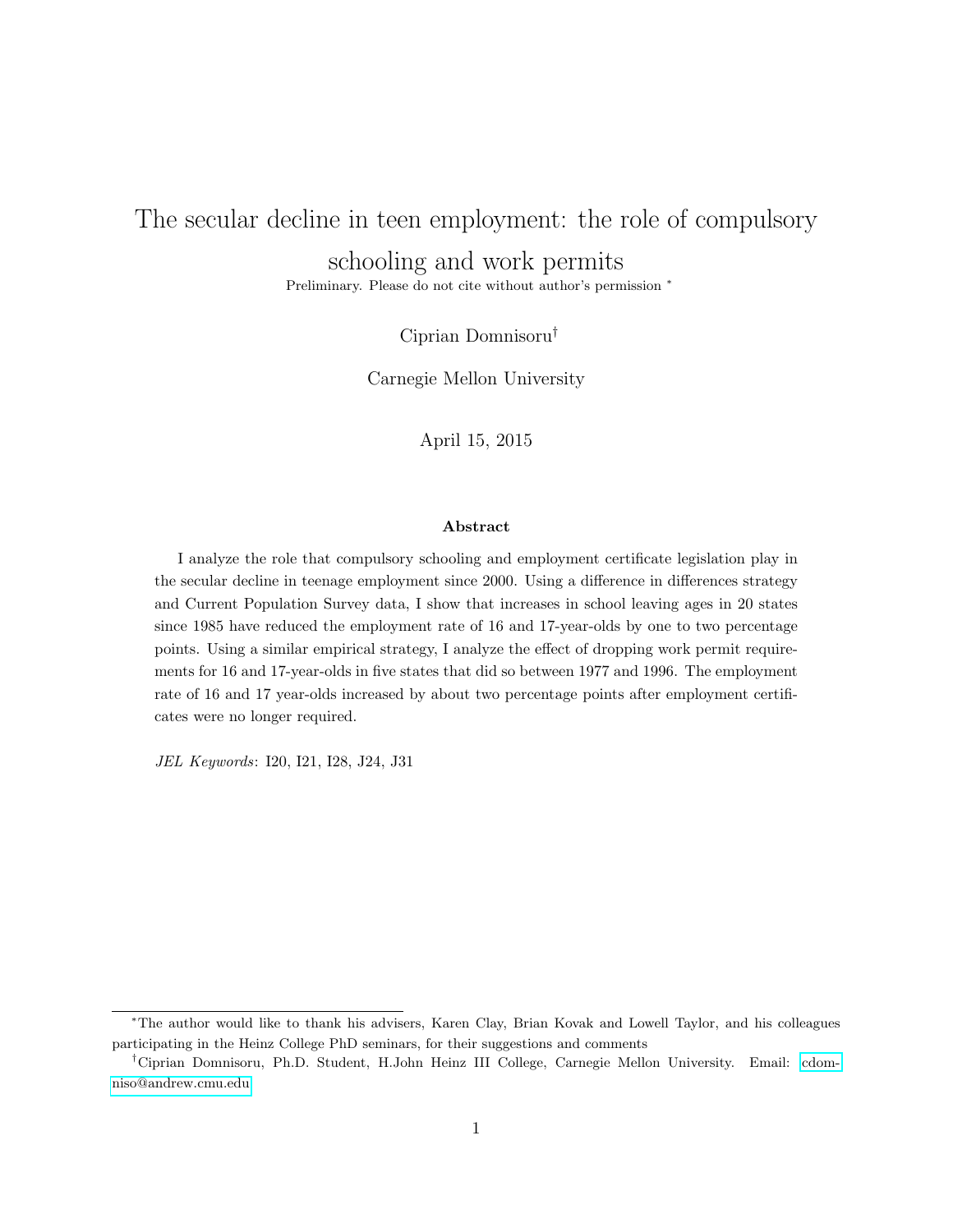# The secular decline in teen employment: the role of compulsory schooling and work permits

Preliminary. Please do not cite without author's permission [*]

Ciprian Domnisoru[†]

Carnegie Mellon University

April 15, 2015

### Abstract

I analyze the role that compulsory schooling and employment certificate legislation play in the secular decline in teenage employment since 2000. Using a difference in differences strategy and Current Population Survey data, I show that increases in school leaving ages in 20 states since 1985 have reduced the employment rate of 16 and 17-year-olds by one to two percentage points. Using a similar empirical strategy, I analyze the effect of dropping work permit requirements for 16 and 17-year-olds in five states that did so between 1977 and 1996. The employment rate of 16 and 17 year-olds increased by about two percentage points after employment certificates were no longer required.

*JEL Keywords*: I20, I21, I28, J24, J31

---

[*] The author would like to thank his advisers, Karen Clay, Brian Kovak and Lowell Taylor, and his colleagues participating in the Heinz College PhD seminars, for their suggestions and comments

[†] Ciprian Domnisoru, Ph.D. Student, H.John Heinz III College, Carnegie Mellon University. Email: cdomniso@andrew.cmu.edu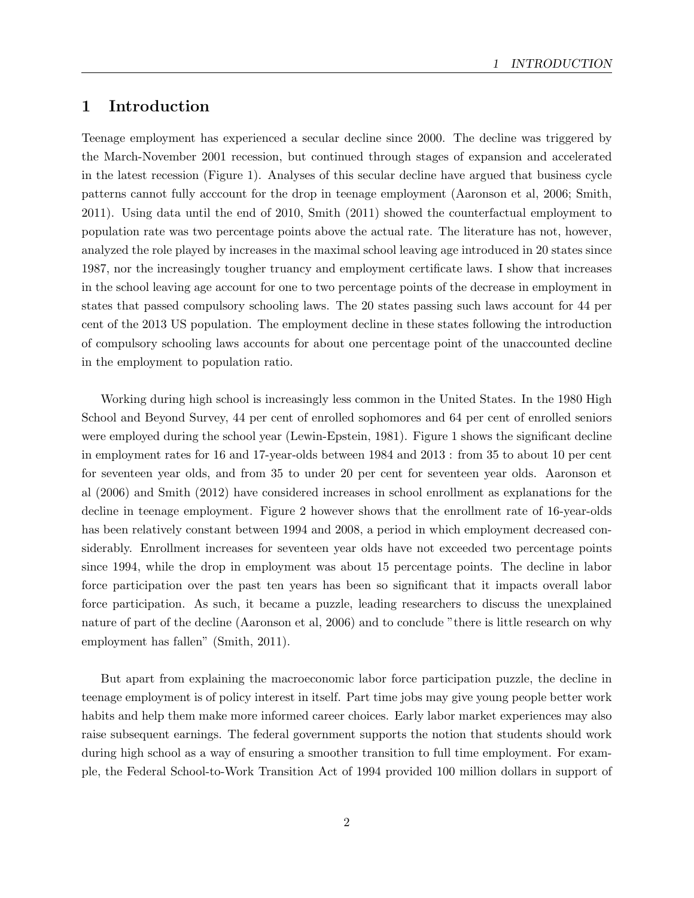# 1 Introduction

Teenage employment has experienced a secular decline since 2000. The decline was triggered by the March-November 2001 recession, but continued through stages of expansion and accelerated in the latest recession (Figure 1). Analyses of this secular decline have argued that business cycle patterns cannot fully acccount for the drop in teenage employment (Aaronson et al, 2006; Smith, 2011). Using data until the end of 2010, Smith (2011) showed the counterfactual employment to population rate was two percentage points above the actual rate. The literature has not, however, analyzed the role played by increases in the maximal school leaving age introduced in 20 states since 1987, nor the increasingly tougher truancy and employment certificate laws. I show that increases in the school leaving age account for one to two percentage points of the decrease in employment in states that passed compulsory schooling laws. The 20 states passing such laws account for 44 per cent of the 2013 US population. The employment decline in these states following the introduction of compulsory schooling laws accounts for about one percentage point of the unaccounted decline in the employment to population ratio.

Working during high school is increasingly less common in the United States. In the 1980 High School and Beyond Survey, 44 per cent of enrolled sophomores and 64 per cent of enrolled seniors were employed during the school year (Lewin-Epstein, 1981). Figure 1 shows the significant decline in employment rates for 16 and 17-year-olds between 1984 and 2013 : from 35 to about 10 per cent for seventeen year olds, and from 35 to under 20 per cent for seventeen year olds. Aaronson et al (2006) and Smith (2012) have considered increases in school enrollment as explanations for the decline in teenage employment. Figure 2 however shows that the enrollment rate of 16-year-olds has been relatively constant between 1994 and 2008, a period in which employment decreased considerably. Enrollment increases for seventeen year olds have not exceeded two percentage points since 1994, while the drop in employment was about 15 percentage points. The decline in labor force participation over the past ten years has been so significant that it impacts overall labor force participation. As such, it became a puzzle, leading researchers to discuss the unexplained nature of part of the decline (Aaronson et al, 2006) and to conclude "there is little research on why employment has fallen" (Smith, 2011).

But apart from explaining the macroeconomic labor force participation puzzle, the decline in teenage employment is of policy interest in itself. Part time jobs may give young people better work habits and help them make more informed career choices. Early labor market experiences may also raise subsequent earnings. The federal government supports the notion that students should work during high school as a way of ensuring a smoother transition to full time employment. For example, the Federal School-to-Work Transition Act of 1994 provided 100 million dollars in support of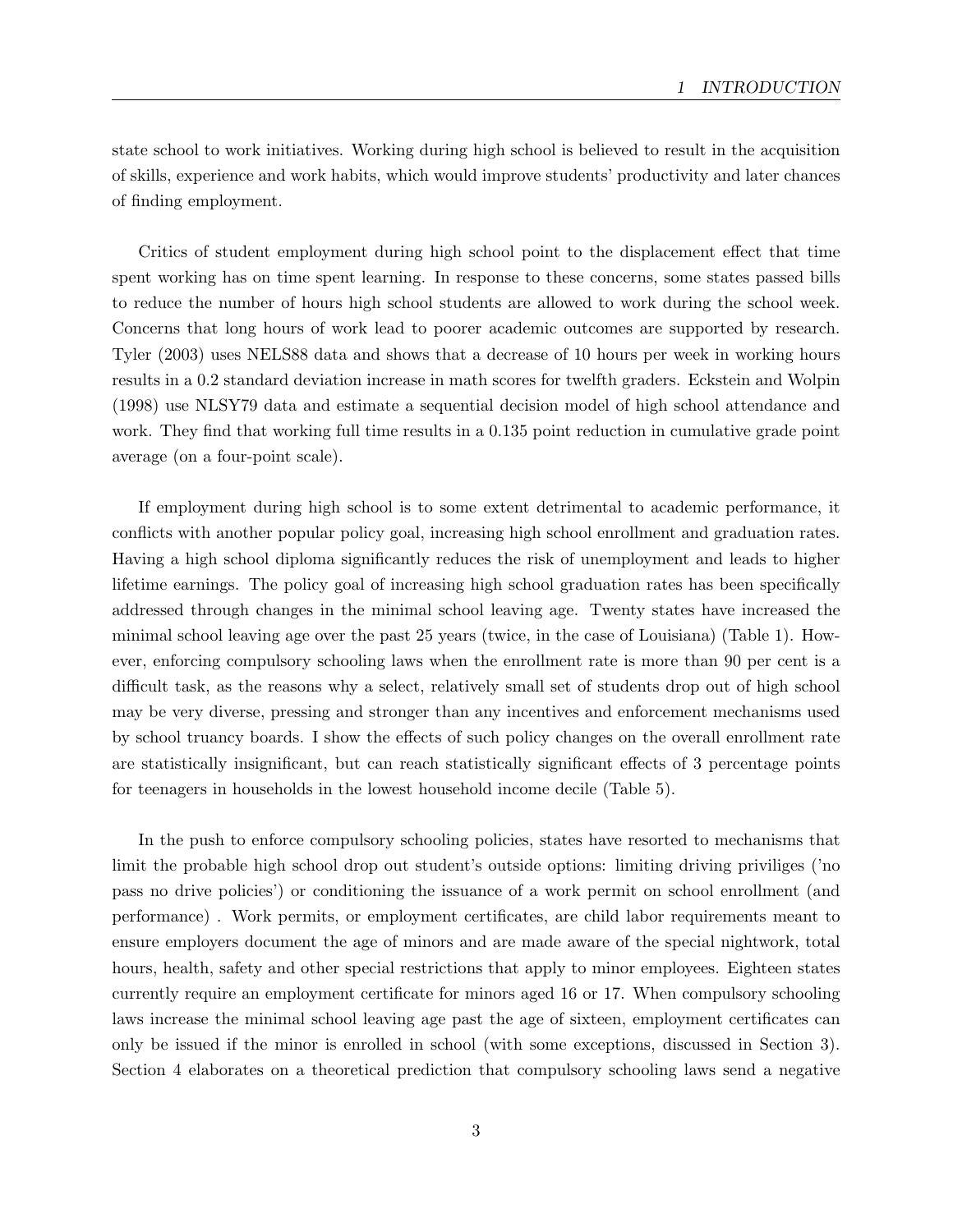state school to work initiatives. Working during high school is believed to result in the acquisition of skills, experience and work habits, which would improve students' productivity and later chances of finding employment.

Critics of student employment during high school point to the displacement effect that time spent working has on time spent learning. In response to these concerns, some states passed bills to reduce the number of hours high school students are allowed to work during the school week. Concerns that long hours of work lead to poorer academic outcomes are supported by research. Tyler (2003) uses NELS88 data and shows that a decrease of 10 hours per week in working hours results in a 0.2 standard deviation increase in math scores for twelfth graders. Eckstein and Wolpin (1998) use NLSY79 data and estimate a sequential decision model of high school attendance and work. They find that working full time results in a 0.135 point reduction in cumulative grade point average (on a four-point scale).

If employment during high school is to some extent detrimental to academic performance, it conflicts with another popular policy goal, increasing high school enrollment and graduation rates. Having a high school diploma significantly reduces the risk of unemployment and leads to higher lifetime earnings. The policy goal of increasing high school graduation rates has been specifically addressed through changes in the minimal school leaving age. Twenty states have increased the minimal school leaving age over the past 25 years (twice, in the case of Louisiana) (Table 1). However, enforcing compulsory schooling laws when the enrollment rate is more than 90 per cent is a difficult task, as the reasons why a select, relatively small set of students drop out of high school may be very diverse, pressing and stronger than any incentives and enforcement mechanisms used by school truancy boards. I show the effects of such policy changes on the overall enrollment rate are statistically insignificant, but can reach statistically significant effects of 3 percentage points for teenagers in households in the lowest household income decile (Table 5).

In the push to enforce compulsory schooling policies, states have resorted to mechanisms that limit the probable high school drop out student's outside options: limiting driving priviliges ('no pass no drive policies') or conditioning the issuance of a work permit on school enrollment (and performance) . Work permits, or employment certificates, are child labor requirements meant to ensure employers document the age of minors and are made aware of the special nightwork, total hours, health, safety and other special restrictions that apply to minor employees. Eighteen states currently require an employment certificate for minors aged 16 or 17. When compulsory schooling laws increase the minimal school leaving age past the age of sixteen, employment certificates can only be issued if the minor is enrolled in school (with some exceptions, discussed in Section 3). Section 4 elaborates on a theoretical prediction that compulsory schooling laws send a negative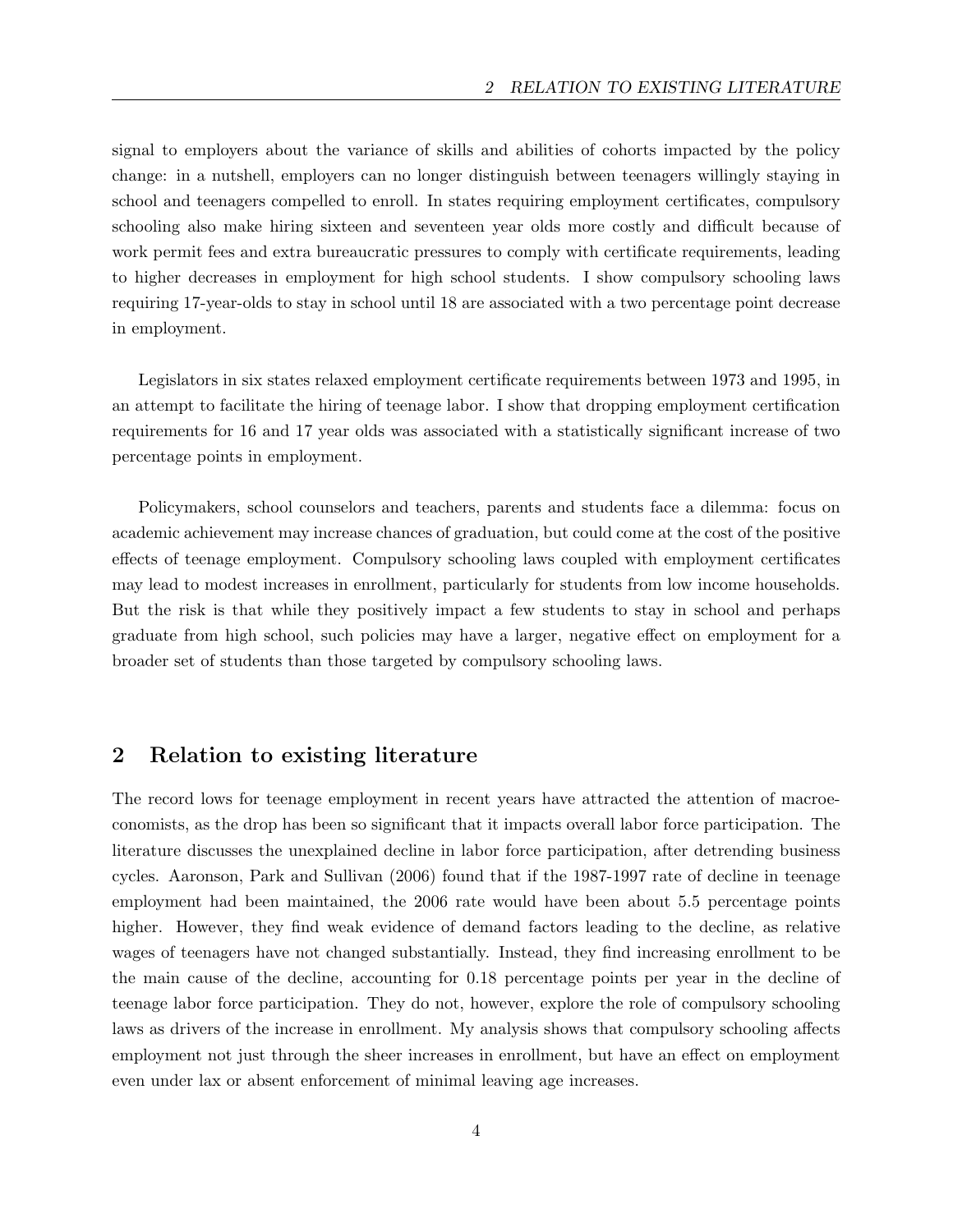signal to employers about the variance of skills and abilities of cohorts impacted by the policy change: in a nutshell, employers can no longer distinguish between teenagers willingly staying in school and teenagers compelled to enroll. In states requiring employment certificates, compulsory schooling also make hiring sixteen and seventeen year olds more costly and difficult because of work permit fees and extra bureaucratic pressures to comply with certificate requirements, leading to higher decreases in employment for high school students. I show compulsory schooling laws requiring 17-year-olds to stay in school until 18 are associated with a two percentage point decrease in employment.

Legislators in six states relaxed employment certificate requirements between 1973 and 1995, in an attempt to facilitate the hiring of teenage labor. I show that dropping employment certification requirements for 16 and 17 year olds was associated with a statistically significant increase of two percentage points in employment.

Policymakers, school counselors and teachers, parents and students face a dilemma: focus on academic achievement may increase chances of graduation, but could come at the cost of the positive effects of teenage employment. Compulsory schooling laws coupled with employment certificates may lead to modest increases in enrollment, particularly for students from low income households. But the risk is that while they positively impact a few students to stay in school and perhaps graduate from high school, such policies may have a larger, negative effect on employment for a broader set of students than those targeted by compulsory schooling laws.

## 2 Relation to existing literature

The record lows for teenage employment in recent years have attracted the attention of macroeconomists, as the drop has been so significant that it impacts overall labor force participation. The literature discusses the unexplained decline in labor force participation, after detrending business cycles. Aaronson, Park and Sullivan (2006) found that if the 1987-1997 rate of decline in teenage employment had been maintained, the 2006 rate would have been about 5.5 percentage points higher. However, they find weak evidence of demand factors leading to the decline, as relative wages of teenagers have not changed substantially. Instead, they find increasing enrollment to be the main cause of the decline, accounting for 0.18 percentage points per year in the decline of teenage labor force participation. They do not, however, explore the role of compulsory schooling laws as drivers of the increase in enrollment. My analysis shows that compulsory schooling affects employment not just through the sheer increases in enrollment, but have an effect on employment even under lax or absent enforcement of minimal leaving age increases.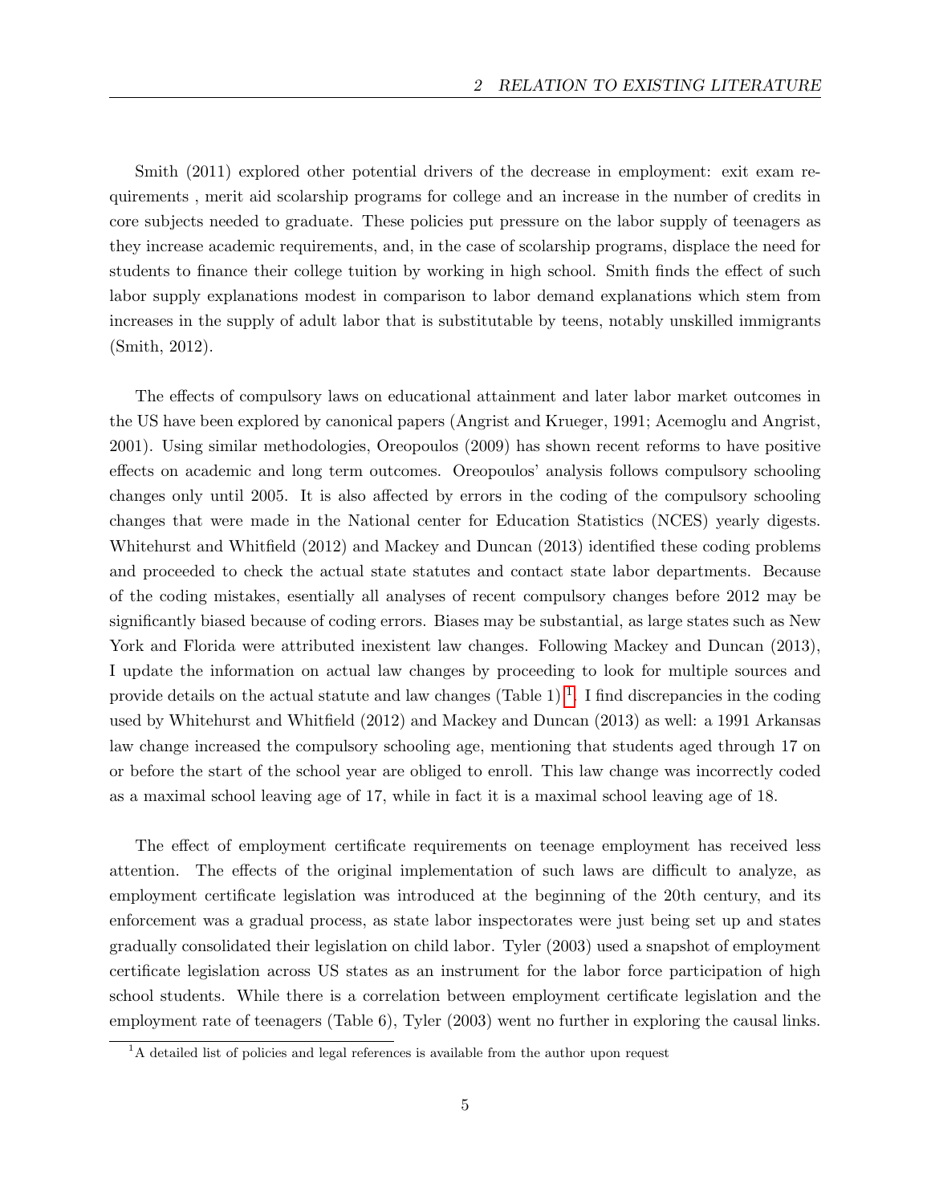Smith (2011) explored other potential drivers of the decrease in employment: exit exam requirements , merit aid scolarship programs for college and an increase in the number of credits in core subjects needed to graduate. These policies put pressure on the labor supply of teenagers as they increase academic requirements, and, in the case of scolarship programs, displace the need for students to finance their college tuition by working in high school. Smith finds the effect of such labor supply explanations modest in comparison to labor demand explanations which stem from increases in the supply of adult labor that is substitutable by teens, notably unskilled immigrants (Smith, 2012).

The effects of compulsory laws on educational attainment and later labor market outcomes in the US have been explored by canonical papers (Angrist and Krueger, 1991; Acemoglu and Angrist, 2001). Using similar methodologies, Oreopoulos (2009) has shown recent reforms to have positive effects on academic and long term outcomes. Oreopoulos' analysis follows compulsory schooling changes only until 2005. It is also affected by errors in the coding of the compulsory schooling changes that were made in the National center for Education Statistics (NCES) yearly digests. Whitehurst and Whitfield (2012) and Mackey and Duncan (2013) identified these coding problems and proceeded to check the actual state statutes and contact state labor departments. Because of the coding mistakes, esentially all analyses of recent compulsory changes before 2012 may be significantly biased because of coding errors. Biases may be substantial, as large states such as New York and Florida were attributed inexistent law changes. Following Mackey and Duncan (2013), I update the information on actual law changes by proceeding to look for multiple sources and provide details on the actual statute and law changes (Table 1) [1]. I find discrepancies in the coding used by Whitehurst and Whitfield (2012) and Mackey and Duncan (2013) as well: a 1991 Arkansas law change increased the compulsory schooling age, mentioning that students aged through 17 on or before the start of the school year are obliged to enroll. This law change was incorrectly coded as a maximal school leaving age of 17, while in fact it is a maximal school leaving age of 18.

The effect of employment certificate requirements on teenage employment has received less attention. The effects of the original implementation of such laws are difficult to analyze, as employment certificate legislation was introduced at the beginning of the 20th century, and its enforcement was a gradual process, as state labor inspectorates were just being set up and states gradually consolidated their legislation on child labor. Tyler (2003) used a snapshot of employment certificate legislation across US states as an instrument for the labor force participation of high school students. While there is a correlation between employment certificate legislation and the employment rate of teenagers (Table 6), Tyler (2003) went no further in exploring the causal links.

[1] A detailed list of policies and legal references is available from the author upon request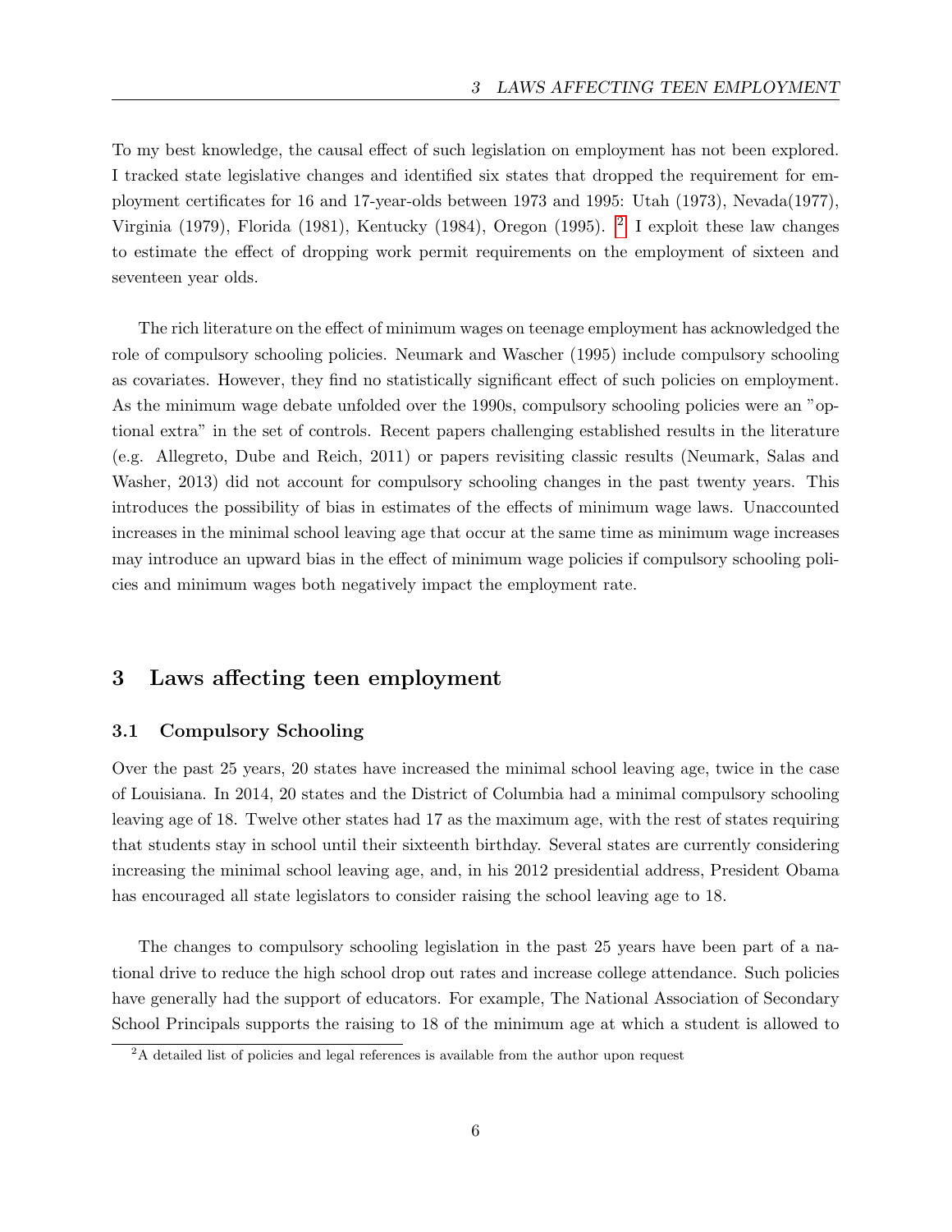To my best knowledge, the causal effect of such legislation on employment has not been explored. I tracked state legislative changes and identified six states that dropped the requirement for employment certificates for 16 and 17-year-olds between 1973 and 1995: Utah (1973), Nevada(1977), Virginia (1979), Florida (1981), Kentucky (1984), Oregon (1995). [2] I exploit these law changes to estimate the effect of dropping work permit requirements on the employment of sixteen and seventeen year olds.

The rich literature on the effect of minimum wages on teenage employment has acknowledged the role of compulsory schooling policies. Neumark and Wascher (1995) include compulsory schooling as covariates. However, they find no statistically significant effect of such policies on employment. As the minimum wage debate unfolded over the 1990s, compulsory schooling policies were an "optional extra" in the set of controls. Recent papers challenging established results in the literature (e.g. Allegreto, Dube and Reich, 2011) or papers revisiting classic results (Neumark, Salas and Washer, 2013) did not account for compulsory schooling changes in the past twenty years. This introduces the possibility of bias in estimates of the effects of minimum wage laws. Unaccounted increases in the minimal school leaving age that occur at the same time as minimum wage increases may introduce an upward bias in the effect of minimum wage policies if compulsory schooling policies and minimum wages both negatively impact the employment rate.

## 3 Laws affecting teen employment

### 3.1 Compulsory Schooling

Over the past 25 years, 20 states have increased the minimal school leaving age, twice in the case of Louisiana. In 2014, 20 states and the District of Columbia had a minimal compulsory schooling leaving age of 18. Twelve other states had 17 as the maximum age, with the rest of states requiring that students stay in school until their sixteenth birthday. Several states are currently considering increasing the minimal school leaving age, and, in his 2012 presidential address, President Obama has encouraged all state legislators to consider raising the school leaving age to 18.

The changes to compulsory schooling legislation in the past 25 years have been part of a national drive to reduce the high school drop out rates and increase college attendance. Such policies have generally had the support of educators. For example, The National Association of Secondary School Principals supports the raising to 18 of the minimum age at which a student is allowed to

[2] A detailed list of policies and legal references is available from the author upon request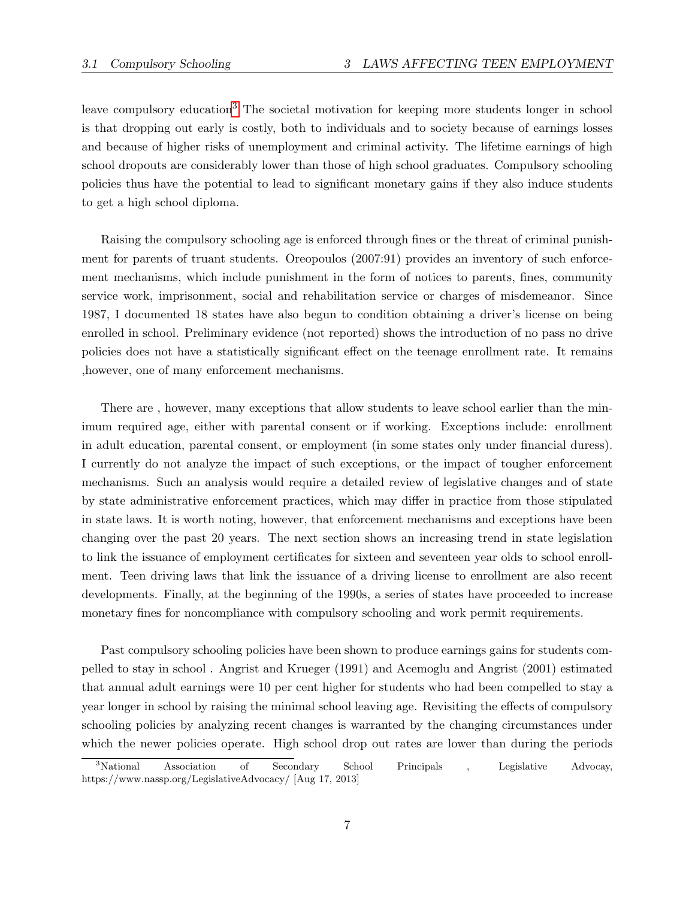leave compulsory education[3] The societal motivation for keeping more students longer in school is that dropping out early is costly, both to individuals and to society because of earnings losses and because of higher risks of unemployment and criminal activity. The lifetime earnings of high school dropouts are considerably lower than those of high school graduates. Compulsory schooling policies thus have the potential to lead to significant monetary gains if they also induce students to get a high school diploma.

Raising the compulsory schooling age is enforced through fines or the threat of criminal punishment for parents of truant students. Oreopoulos (2007:91) provides an inventory of such enforcement mechanisms, which include punishment in the form of notices to parents, fines, community service work, imprisonment, social and rehabilitation service or charges of misdemeanor. Since 1987, I documented 18 states have also begun to condition obtaining a driver's license on being enrolled in school. Preliminary evidence (not reported) shows the introduction of no pass no drive policies does not have a statistically significant effect on the teenage enrollment rate. It remains ,however, one of many enforcement mechanisms.

There are , however, many exceptions that allow students to leave school earlier than the minimum required age, either with parental consent or if working. Exceptions include: enrollment in adult education, parental consent, or employment (in some states only under financial duress). I currently do not analyze the impact of such exceptions, or the impact of tougher enforcement mechanisms. Such an analysis would require a detailed review of legislative changes and of state by state administrative enforcement practices, which may differ in practice from those stipulated in state laws. It is worth noting, however, that enforcement mechanisms and exceptions have been changing over the past 20 years. The next section shows an increasing trend in state legislation to link the issuance of employment certificates for sixteen and seventeen year olds to school enrollment. Teen driving laws that link the issuance of a driving license to enrollment are also recent developments. Finally, at the beginning of the 1990s, a series of states have proceeded to increase monetary fines for noncompliance with compulsory schooling and work permit requirements.

Past compulsory schooling policies have been shown to produce earnings gains for students compelled to stay in school . Angrist and Krueger (1991) and Acemoglu and Angrist (2001) estimated that annual adult earnings were 10 per cent higher for students who had been compelled to stay a year longer in school by raising the minimal school leaving age. Revisiting the effects of compulsory schooling policies by analyzing recent changes is warranted by the changing circumstances under which the newer policies operate. High school drop out rates are lower than during the periods

[3] National Association of Secondary School Principals , Legislative Advocay, https://www.nassp.org/LegislativeAdvocacy/ [Aug 17, 2013]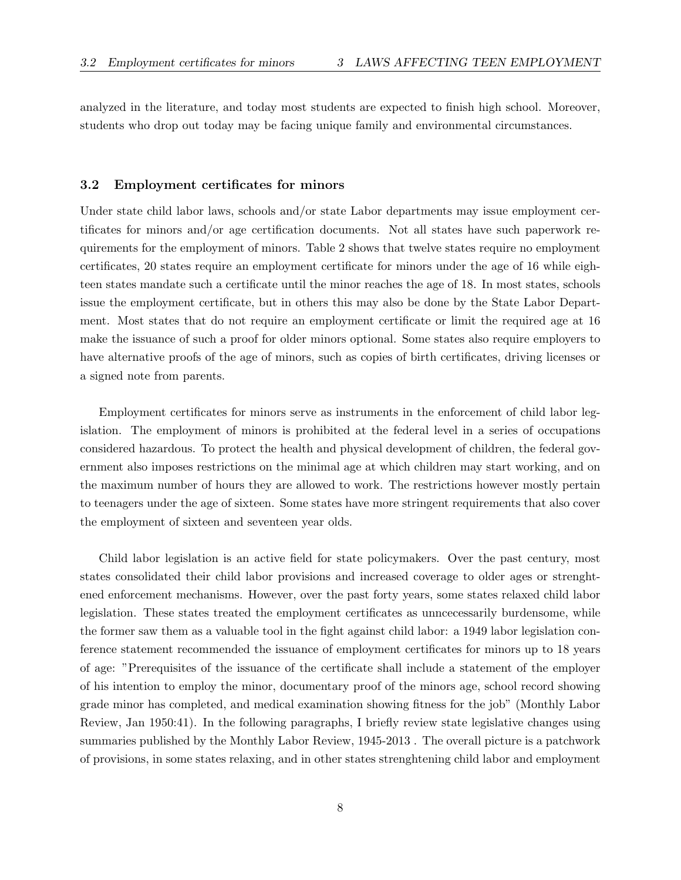analyzed in the literature, and today most students are expected to finish high school. Moreover, students who drop out today may be facing unique family and environmental circumstances.

### 3.2 Employment certificates for minors

Under state child labor laws, schools and/or state Labor departments may issue employment certificates for minors and/or age certification documents. Not all states have such paperwork requirements for the employment of minors. Table 2 shows that twelve states require no employment certificates, 20 states require an employment certificate for minors under the age of 16 while eighteen states mandate such a certificate until the minor reaches the age of 18. In most states, schools issue the employment certificate, but in others this may also be done by the State Labor Department. Most states that do not require an employment certificate or limit the required age at 16 make the issuance of such a proof for older minors optional. Some states also require employers to have alternative proofs of the age of minors, such as copies of birth certificates, driving licenses or a signed note from parents.

Employment certificates for minors serve as instruments in the enforcement of child labor legislation. The employment of minors is prohibited at the federal level in a series of occupations considered hazardous. To protect the health and physical development of children, the federal government also imposes restrictions on the minimal age at which children may start working, and on the maximum number of hours they are allowed to work. The restrictions however mostly pertain to teenagers under the age of sixteen. Some states have more stringent requirements that also cover the employment of sixteen and seventeen year olds.

Child labor legislation is an active field for state policymakers. Over the past century, most states consolidated their child labor provisions and increased coverage to older ages or strenghtened enforcement mechanisms. However, over the past forty years, some states relaxed child labor legislation. These states treated the employment certificates as unncecessarily burdensome, while the former saw them as a valuable tool in the fight against child labor: a 1949 labor legislation conference statement recommended the issuance of employment certificates for minors up to 18 years of age: "Prerequisites of the issuance of the certificate shall include a statement of the employer of his intention to employ the minor, documentary proof of the minors age, school record showing grade minor has completed, and medical examination showing fitness for the job" (Monthly Labor Review, Jan 1950:41). In the following paragraphs, I briefly review state legislative changes using summaries published by the Monthly Labor Review, 1945-2013 . The overall picture is a patchwork of provisions, in some states relaxing, and in other states strenghtening child labor and employment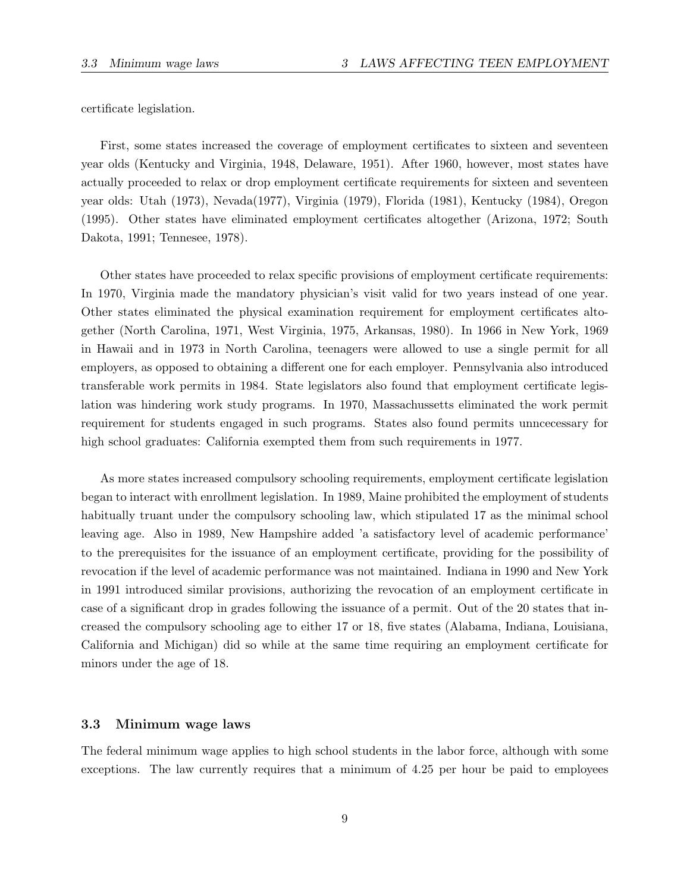certificate legislation.

First, some states increased the coverage of employment certificates to sixteen and seventeen year olds (Kentucky and Virginia, 1948, Delaware, 1951). After 1960, however, most states have actually proceeded to relax or drop employment certificate requirements for sixteen and seventeen year olds: Utah (1973), Nevada(1977), Virginia (1979), Florida (1981), Kentucky (1984), Oregon (1995). Other states have eliminated employment certificates altogether (Arizona, 1972; South Dakota, 1991; Tennesee, 1978).

Other states have proceeded to relax specific provisions of employment certificate requirements: In 1970, Virginia made the mandatory physician's visit valid for two years instead of one year. Other states eliminated the physical examination requirement for employment certificates altogether (North Carolina, 1971, West Virginia, 1975, Arkansas, 1980). In 1966 in New York, 1969 in Hawaii and in 1973 in North Carolina, teenagers were allowed to use a single permit for all employers, as opposed to obtaining a different one for each employer. Pennsylvania also introduced transferable work permits in 1984. State legislators also found that employment certificate legislation was hindering work study programs. In 1970, Massachussetts eliminated the work permit requirement for students engaged in such programs. States also found permits unncecessary for high school graduates: California exempted them from such requirements in 1977.

As more states increased compulsory schooling requirements, employment certificate legislation began to interact with enrollment legislation. In 1989, Maine prohibited the employment of students habitually truant under the compulsory schooling law, which stipulated 17 as the minimal school leaving age. Also in 1989, New Hampshire added 'a satisfactory level of academic performance' to the prerequisites for the issuance of an employment certificate, providing for the possibility of revocation if the level of academic performance was not maintained. Indiana in 1990 and New York in 1991 introduced similar provisions, authorizing the revocation of an employment certificate in case of a significant drop in grades following the issuance of a permit. Out of the 20 states that increased the compulsory schooling age to either 17 or 18, five states (Alabama, Indiana, Louisiana, California and Michigan) did so while at the same time requiring an employment certificate for minors under the age of 18.

### 3.3 Minimum wage laws

The federal minimum wage applies to high school students in the labor force, although with some exceptions. The law currently requires that a minimum of 4.25 per hour be paid to employees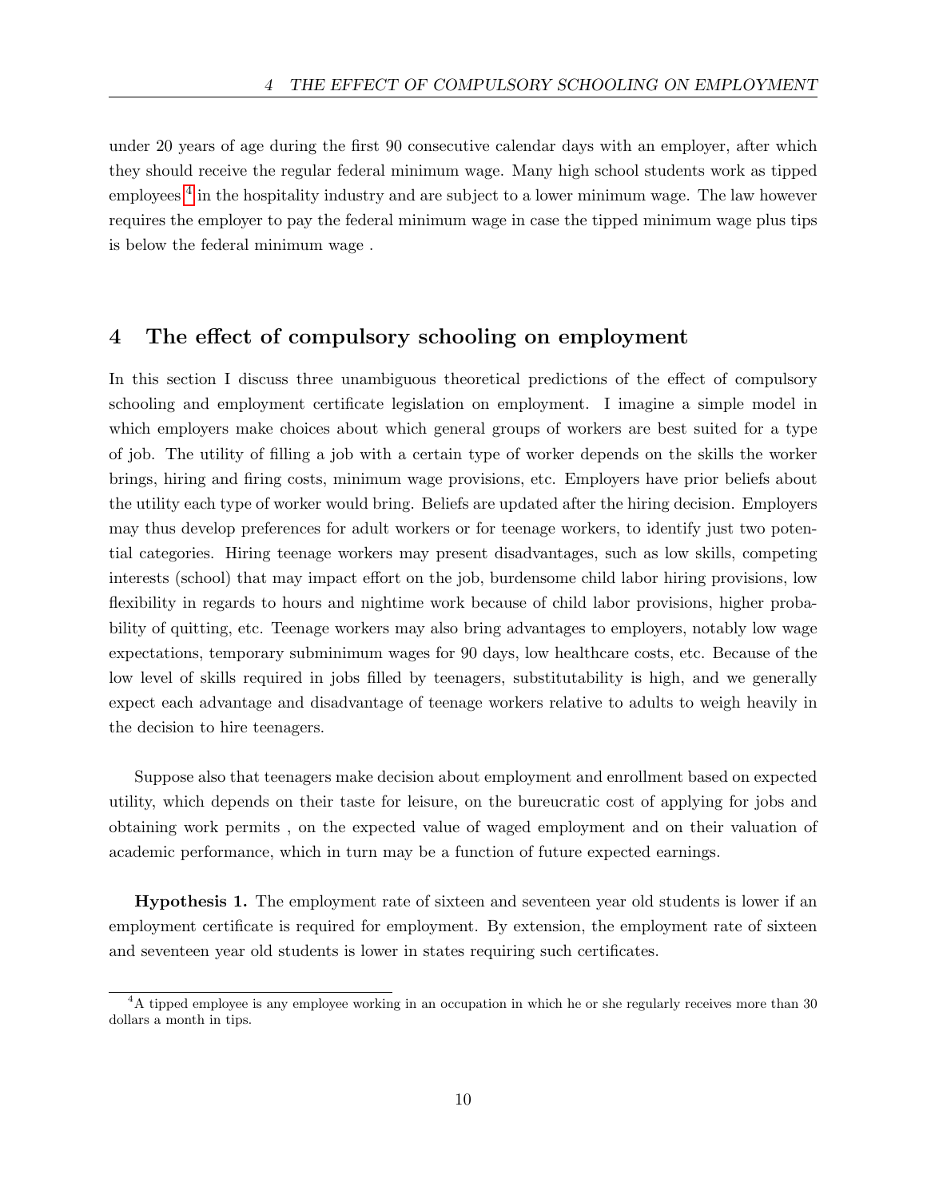under 20 years of age during the first 90 consecutive calendar days with an employer, after which they should receive the regular federal minimum wage. Many high school students work as tipped employees [4] in the hospitality industry and are subject to a lower minimum wage. The law however requires the employer to pay the federal minimum wage in case the tipped minimum wage plus tips is below the federal minimum wage .

## 4 The effect of compulsory schooling on employment

In this section I discuss three unambiguous theoretical predictions of the effect of compulsory schooling and employment certificate legislation on employment. I imagine a simple model in which employers make choices about which general groups of workers are best suited for a type of job. The utility of filling a job with a certain type of worker depends on the skills the worker brings, hiring and firing costs, minimum wage provisions, etc. Employers have prior beliefs about the utility each type of worker would bring. Beliefs are updated after the hiring decision. Employers may thus develop preferences for adult workers or for teenage workers, to identify just two potential categories. Hiring teenage workers may present disadvantages, such as low skills, competing interests (school) that may impact effort on the job, burdensome child labor hiring provisions, low flexibility in regards to hours and nightime work because of child labor provisions, higher probability of quitting, etc. Teenage workers may also bring advantages to employers, notably low wage expectations, temporary subminimum wages for 90 days, low healthcare costs, etc. Because of the low level of skills required in jobs filled by teenagers, substitutability is high, and we generally expect each advantage and disadvantage of teenage workers relative to adults to weigh heavily in the decision to hire teenagers.

Suppose also that teenagers make decision about employment and enrollment based on expected utility, which depends on their taste for leisure, on the bureucratic cost of applying for jobs and obtaining work permits , on the expected value of waged employment and on their valuation of academic performance, which in turn may be a function of future expected earnings.

**Hypothesis 1.** The employment rate of sixteen and seventeen year old students is lower if an employment certificate is required for employment. By extension, the employment rate of sixteen and seventeen year old students is lower in states requiring such certificates.

[4] A tipped employee is any employee working in an occupation in which he or she regularly receives more than 30 dollars a month in tips.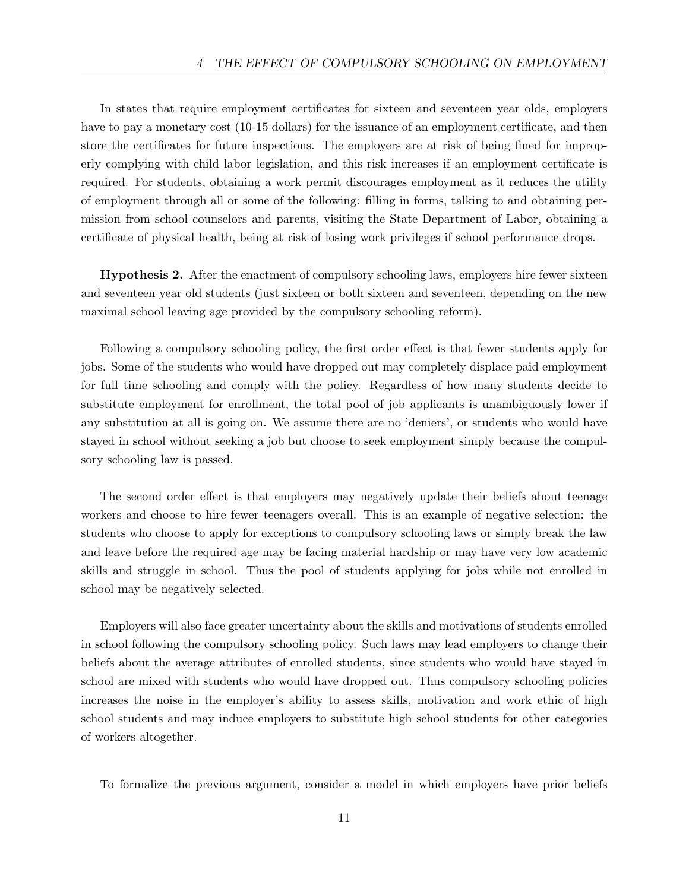In states that require employment certificates for sixteen and seventeen year olds, employers have to pay a monetary cost (10-15 dollars) for the issuance of an employment certificate, and then store the certificates for future inspections. The employers are at risk of being fined for improperly complying with child labor legislation, and this risk increases if an employment certificate is required. For students, obtaining a work permit discourages employment as it reduces the utility of employment through all or some of the following: filling in forms, talking to and obtaining permission from school counselors and parents, visiting the State Department of Labor, obtaining a certificate of physical health, being at risk of losing work privileges if school performance drops.

**Hypothesis 2.** After the enactment of compulsory schooling laws, employers hire fewer sixteen and seventeen year old students (just sixteen or both sixteen and seventeen, depending on the new maximal school leaving age provided by the compulsory schooling reform).

Following a compulsory schooling policy, the first order effect is that fewer students apply for jobs. Some of the students who would have dropped out may completely displace paid employment for full time schooling and comply with the policy. Regardless of how many students decide to substitute employment for enrollment, the total pool of job applicants is unambiguously lower if any substitution at all is going on. We assume there are no 'deniers', or students who would have stayed in school without seeking a job but choose to seek employment simply because the compulsory schooling law is passed.

The second order effect is that employers may negatively update their beliefs about teenage workers and choose to hire fewer teenagers overall. This is an example of negative selection: the students who choose to apply for exceptions to compulsory schooling laws or simply break the law and leave before the required age may be facing material hardship or may have very low academic skills and struggle in school. Thus the pool of students applying for jobs while not enrolled in school may be negatively selected.

Employers will also face greater uncertainty about the skills and motivations of students enrolled in school following the compulsory schooling policy. Such laws may lead employers to change their beliefs about the average attributes of enrolled students, since students who would have stayed in school are mixed with students who would have dropped out. Thus compulsory schooling policies increases the noise in the employer's ability to assess skills, motivation and work ethic of high school students and may induce employers to substitute high school students for other categories of workers altogether.

To formalize the previous argument, consider a model in which employers have prior beliefs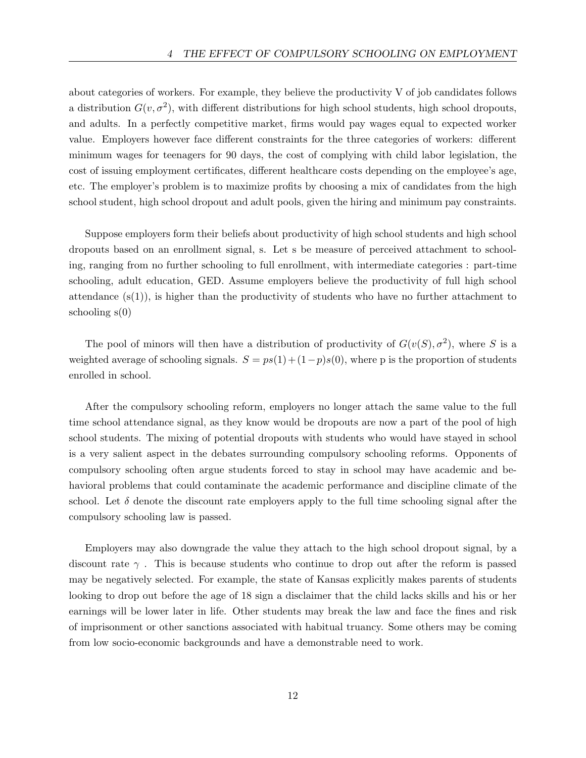about categories of workers. For example, they believe the productivity V of job candidates follows a distribution $G(v, \sigma^2)$, with different distributions for high school students, high school dropouts, and adults. In a perfectly competitive market, firms would pay wages equal to expected worker value. Employers however face different constraints for the three categories of workers: different minimum wages for teenagers for 90 days, the cost of complying with child labor legislation, the cost of issuing employment certificates, different healthcare costs depending on the employee's age, etc. The employer's problem is to maximize profits by choosing a mix of candidates from the high school student, high school dropout and adult pools, given the hiring and minimum pay constraints.

Suppose employers form their beliefs about productivity of high school students and high school dropouts based on an enrollment signal, s. Let s be measure of perceived attachment to schooling, ranging from no further schooling to full enrollment, with intermediate categories : part-time schooling, adult education, GED. Assume employers believe the productivity of full high school attendance (s(1)), is higher than the productivity of students who have no further attachment to schooling s(0)

The pool of minors will then have a distribution of productivity of $G(v(S), \sigma^2)$, where $S$ is a weighted average of schooling signals. $S = ps(1) + (1-p)s(0)$, where p is the proportion of students enrolled in school.

After the compulsory schooling reform, employers no longer attach the same value to the full time school attendance signal, as they know would be dropouts are now a part of the pool of high school students. The mixing of potential dropouts with students who would have stayed in school is a very salient aspect in the debates surrounding compulsory schooling reforms. Opponents of compulsory schooling often argue students forced to stay in school may have academic and behavioral problems that could contaminate the academic performance and discipline climate of the school. Let $\delta$ denote the discount rate employers apply to the full time schooling signal after the compulsory schooling law is passed.

Employers may also downgrade the value they attach to the high school dropout signal, by a discount rate $\gamma$ . This is because students who continue to drop out after the reform is passed may be negatively selected. For example, the state of Kansas explicitly makes parents of students looking to drop out before the age of 18 sign a disclaimer that the child lacks skills and his or her earnings will be lower later in life. Other students may break the law and face the fines and risk of imprisonment or other sanctions associated with habitual truancy. Some others may be coming from low socio-economic backgrounds and have a demonstrable need to work.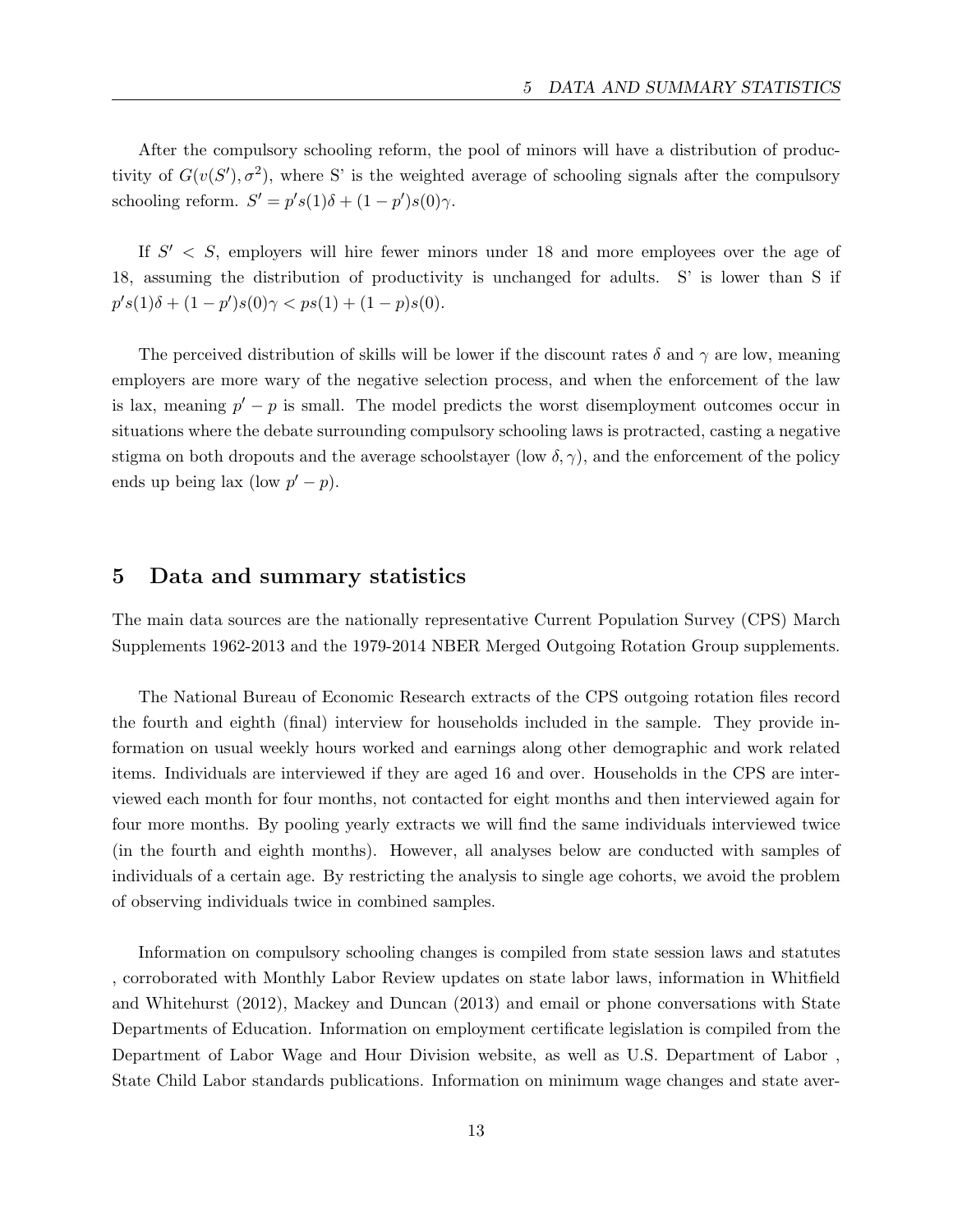After the compulsory schooling reform, the pool of minors will have a distribution of productivity of $G(v(S'), \sigma^2)$, where S' is the weighted average of schooling signals after the compulsory schooling reform. $S' = p's(1)\delta + (1-p')s(0)\gamma$.

If $S' < S$, employers will hire fewer minors under 18 and more employees over the age of 18, assuming the distribution of productivity is unchanged for adults. S' is lower than S if $p's(1)\delta + (1-p')s(0)\gamma < ps(1) + (1-p)s(0)$.

The perceived distribution of skills will be lower if the discount rates $\delta$ and $\gamma$ are low, meaning employers are more wary of the negative selection process, and when the enforcement of the law is lax, meaning $p' - p$ is small. The model predicts the worst disemployment outcomes occur in situations where the debate surrounding compulsory schooling laws is protracted, casting a negative stigma on both dropouts and the average schoolstayer (low $\delta, \gamma$), and the enforcement of the policy ends up being lax (low $p' - p$).

## 5 Data and summary statistics

The main data sources are the nationally representative Current Population Survey (CPS) March Supplements 1962-2013 and the 1979-2014 NBER Merged Outgoing Rotation Group supplements.

The National Bureau of Economic Research extracts of the CPS outgoing rotation files record the fourth and eighth (final) interview for households included in the sample. They provide information on usual weekly hours worked and earnings along other demographic and work related items. Individuals are interviewed if they are aged 16 and over. Households in the CPS are interviewed each month for four months, not contacted for eight months and then interviewed again for four more months. By pooling yearly extracts we will find the same individuals interviewed twice (in the fourth and eighth months). However, all analyses below are conducted with samples of individuals of a certain age. By restricting the analysis to single age cohorts, we avoid the problem of observing individuals twice in combined samples.

Information on compulsory schooling changes is compiled from state session laws and statutes , corroborated with Monthly Labor Review updates on state labor laws, information in Whitfield and Whitehurst (2012), Mackey and Duncan (2013) and email or phone conversations with State Departments of Education. Information on employment certificate legislation is compiled from the Department of Labor Wage and Hour Division website, as well as U.S. Department of Labor , State Child Labor standards publications. Information on minimum wage changes and state aver-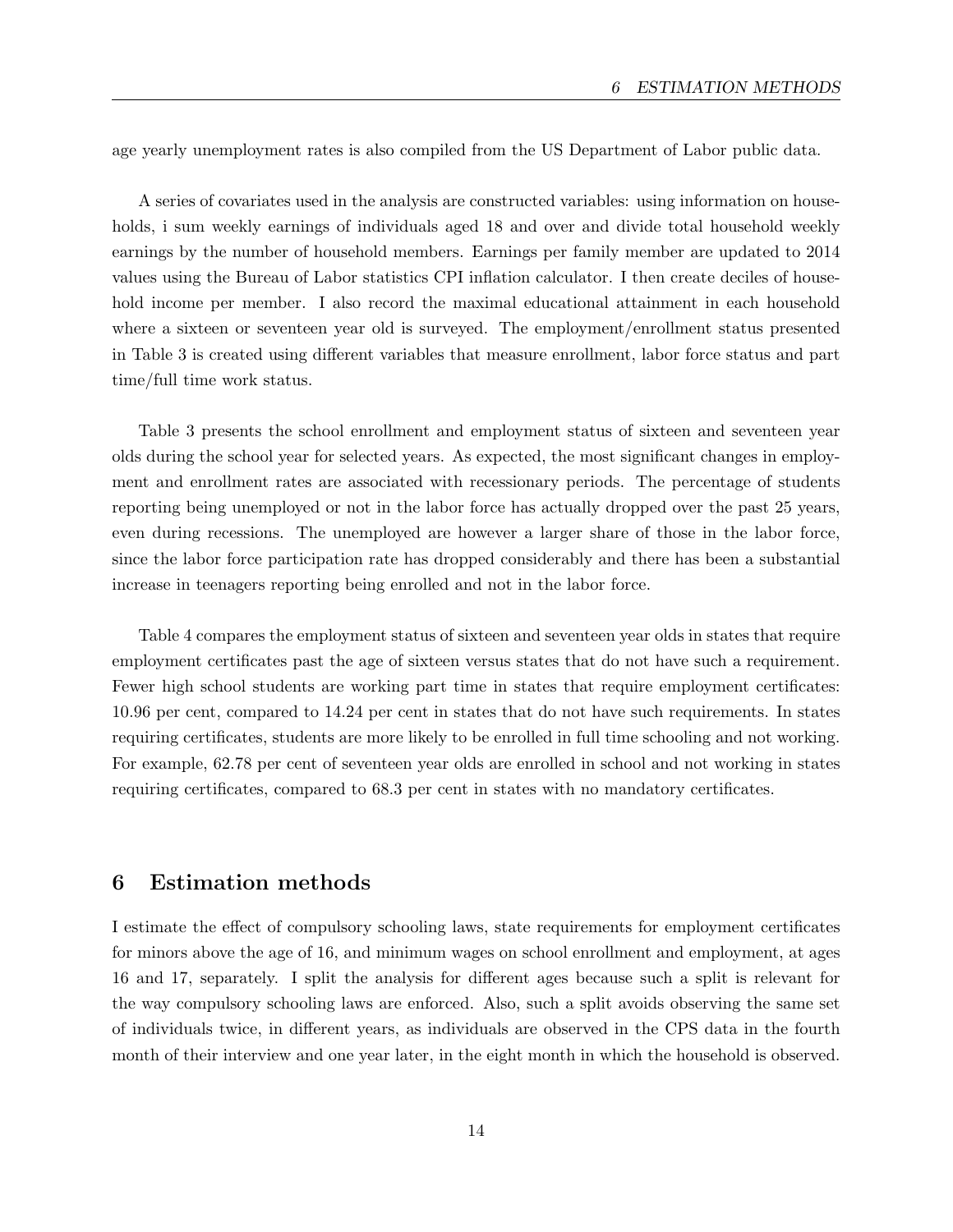age yearly unemployment rates is also compiled from the US Department of Labor public data.

A series of covariates used in the analysis are constructed variables: using information on households, i sum weekly earnings of individuals aged 18 and over and divide total household weekly earnings by the number of household members. Earnings per family member are updated to 2014 values using the Bureau of Labor statistics CPI inflation calculator. I then create deciles of household income per member. I also record the maximal educational attainment in each household where a sixteen or seventeen year old is surveyed. The employment/enrollment status presented in Table 3 is created using different variables that measure enrollment, labor force status and part time/full time work status.

Table 3 presents the school enrollment and employment status of sixteen and seventeen year olds during the school year for selected years. As expected, the most significant changes in employment and enrollment rates are associated with recessionary periods. The percentage of students reporting being unemployed or not in the labor force has actually dropped over the past 25 years, even during recessions. The unemployed are however a larger share of those in the labor force, since the labor force participation rate has dropped considerably and there has been a substantial increase in teenagers reporting being enrolled and not in the labor force.

Table 4 compares the employment status of sixteen and seventeen year olds in states that require employment certificates past the age of sixteen versus states that do not have such a requirement. Fewer high school students are working part time in states that require employment certificates: 10.96 per cent, compared to 14.24 per cent in states that do not have such requirements. In states requiring certificates, students are more likely to be enrolled in full time schooling and not working. For example, 62.78 per cent of seventeen year olds are enrolled in school and not working in states requiring certificates, compared to 68.3 per cent in states with no mandatory certificates.

## 6 Estimation methods

I estimate the effect of compulsory schooling laws, state requirements for employment certificates for minors above the age of 16, and minimum wages on school enrollment and employment, at ages 16 and 17, separately. I split the analysis for different ages because such a split is relevant for the way compulsory schooling laws are enforced. Also, such a split avoids observing the same set of individuals twice, in different years, as individuals are observed in the CPS data in the fourth month of their interview and one year later, in the eight month in which the household is observed.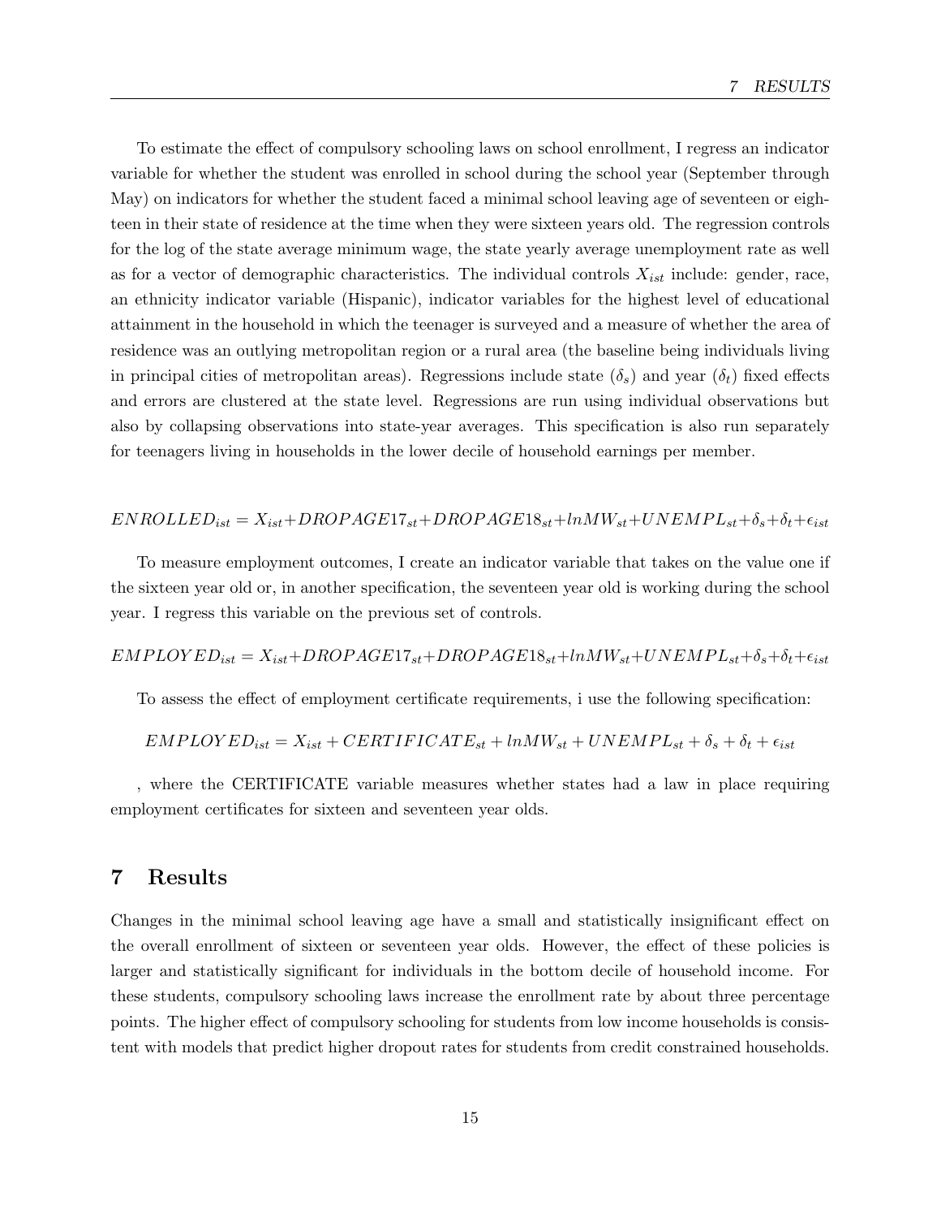To estimate the effect of compulsory schooling laws on school enrollment, I regress an indicator variable for whether the student was enrolled in school during the school year (September through May) on indicators for whether the student faced a minimal school leaving age of seventeen or eighteen in their state of residence at the time when they were sixteen years old. The regression controls for the log of the state average minimum wage, the state yearly average unemployment rate as well as for a vector of demographic characteristics. The individual controls $X_{ist}$ include: gender, race, an ethnicity indicator variable (Hispanic), indicator variables for the highest level of educational attainment in the household in which the teenager is surveyed and a measure of whether the area of residence was an outlying metropolitan region or a rural area (the baseline being individuals living in principal cities of metropolitan areas). Regressions include state ($\delta_s$) and year ($\delta_t$) fixed effects and errors are clustered at the state level. Regressions are run using individual observations but also by collapsing observations into state-year averages. This specification is also run separately for teenagers living in households in the lower decile of household earnings per member.

$$ENROLLED_{ist} = X_{ist} + DROPAGE17_{st} + DROPAGE18_{st} + lnMW_{st} + UNEMPL_{st} + \delta_s + \delta_t + \epsilon_{ist}$$

To measure employment outcomes, I create an indicator variable that takes on the value one if the sixteen year old or, in another specification, the seventeen year old is working during the school year. I regress this variable on the previous set of controls.

$$EMPLOYED_{ist} = X_{ist} + DROPAGE17_{st} + DROPAGE18_{st} + lnMW_{st} + UNEMPL_{st} + \delta_s + \delta_t + \epsilon_{ist}$$

To assess the effect of employment certificate requirements, i use the following specification:

$$EMPLOYED_{ist} = X_{ist} + CERTIFICATE_{st} + lnMW_{st} + UNEMPL_{st} + \delta_s + \delta_t + \epsilon_{ist}$$

, where the CERTIFICATE variable measures whether states had a law in place requiring employment certificates for sixteen and seventeen year olds.

# 7 Results

Changes in the minimal school leaving age have a small and statistically insignificant effect on the overall enrollment of sixteen or seventeen year olds. However, the effect of these policies is larger and statistically significant for individuals in the bottom decile of household income. For these students, compulsory schooling laws increase the enrollment rate by about three percentage points. The higher effect of compulsory schooling for students from low income households is consistent with models that predict higher dropout rates for students from credit constrained households.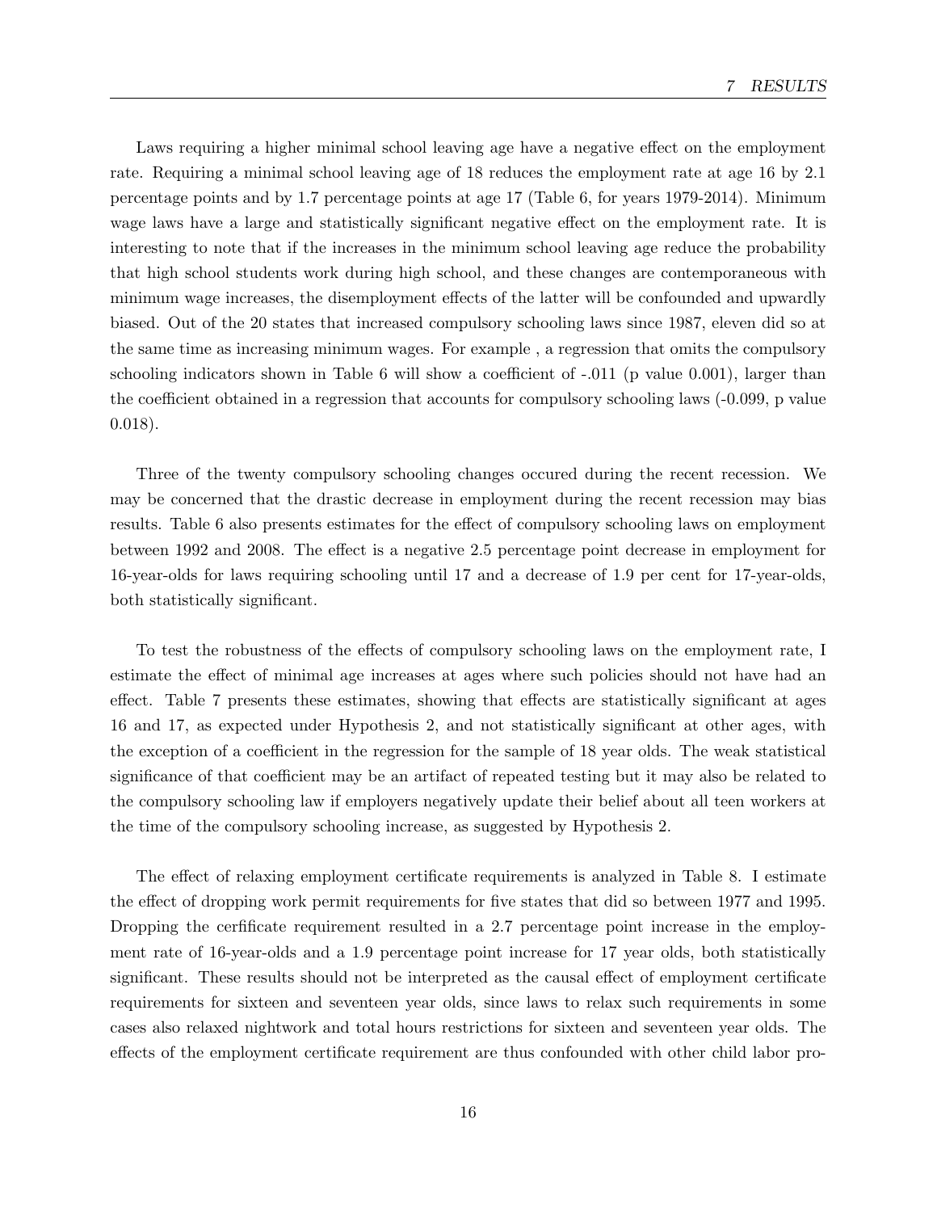Laws requiring a higher minimal school leaving age have a negative effect on the employment rate. Requiring a minimal school leaving age of 18 reduces the employment rate at age 16 by 2.1 percentage points and by 1.7 percentage points at age 17 (Table 6, for years 1979-2014). Minimum wage laws have a large and statistically significant negative effect on the employment rate. It is interesting to note that if the increases in the minimum school leaving age reduce the probability that high school students work during high school, and these changes are contemporaneous with minimum wage increases, the disemployment effects of the latter will be confounded and upwardly biased. Out of the 20 states that increased compulsory schooling laws since 1987, eleven did so at the same time as increasing minimum wages. For example , a regression that omits the compulsory schooling indicators shown in Table 6 will show a coefficient of -.011 (p value 0.001), larger than the coefficient obtained in a regression that accounts for compulsory schooling laws (-0.099, p value 0.018).

Three of the twenty compulsory schooling changes occured during the recent recession. We may be concerned that the drastic decrease in employment during the recent recession may bias results. Table 6 also presents estimates for the effect of compulsory schooling laws on employment between 1992 and 2008. The effect is a negative 2.5 percentage point decrease in employment for 16-year-olds for laws requiring schooling until 17 and a decrease of 1.9 per cent for 17-year-olds, both statistically significant.

To test the robustness of the effects of compulsory schooling laws on the employment rate, I estimate the effect of minimal age increases at ages where such policies should not have had an effect. Table 7 presents these estimates, showing that effects are statistically significant at ages 16 and 17, as expected under Hypothesis 2, and not statistically significant at other ages, with the exception of a coefficient in the regression for the sample of 18 year olds. The weak statistical significance of that coefficient may be an artifact of repeated testing but it may also be related to the compulsory schooling law if employers negatively update their belief about all teen workers at the time of the compulsory schooling increase, as suggested by Hypothesis 2.

The effect of relaxing employment certificate requirements is analyzed in Table 8. I estimate the effect of dropping work permit requirements for five states that did so between 1977 and 1995. Dropping the cerfificate requirement resulted in a 2.7 percentage point increase in the employment rate of 16-year-olds and a 1.9 percentage point increase for 17 year olds, both statistically significant. These results should not be interpreted as the causal effect of employment certificate requirements for sixteen and seventeen year olds, since laws to relax such requirements in some cases also relaxed nightwork and total hours restrictions for sixteen and seventeen year olds. The effects of the employment certificate requirement are thus confounded with other child labor pro-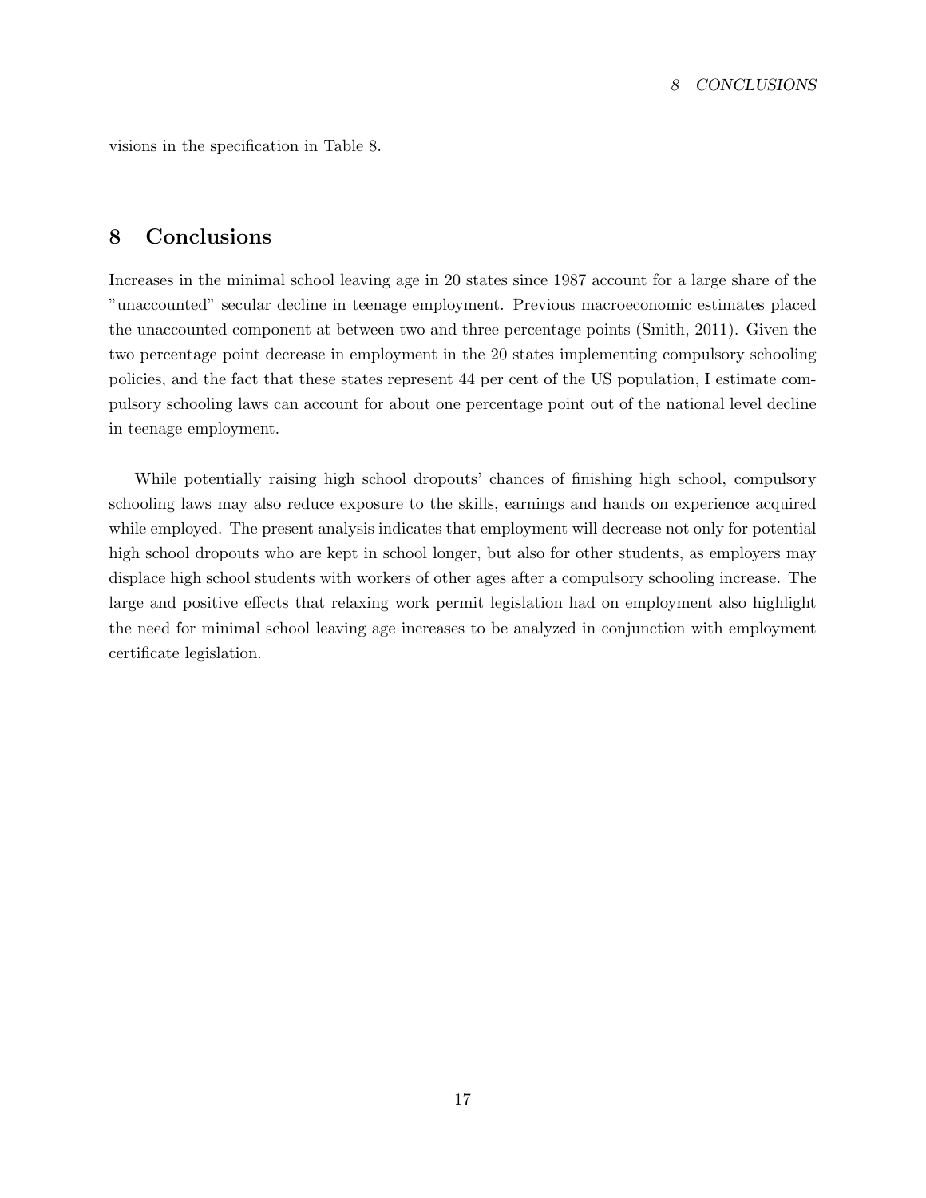visions in the specification in Table 8.

## 8 Conclusions

Increases in the minimal school leaving age in 20 states since 1987 account for a large share of the "unaccounted" secular decline in teenage employment. Previous macroeconomic estimates placed the unaccounted component at between two and three percentage points (Smith, 2011). Given the two percentage point decrease in employment in the 20 states implementing compulsory schooling policies, and the fact that these states represent 44 per cent of the US population, I estimate compulsory schooling laws can account for about one percentage point out of the national level decline in teenage employment.

While potentially raising high school dropouts' chances of finishing high school, compulsory schooling laws may also reduce exposure to the skills, earnings and hands on experience acquired while employed. The present analysis indicates that employment will decrease not only for potential high school dropouts who are kept in school longer, but also for other students, as employers may displace high school students with workers of other ages after a compulsory schooling increase. The large and positive effects that relaxing work permit legislation had on employment also highlight the need for minimal school leaving age increases to be analyzed in conjunction with employment certificate legislation.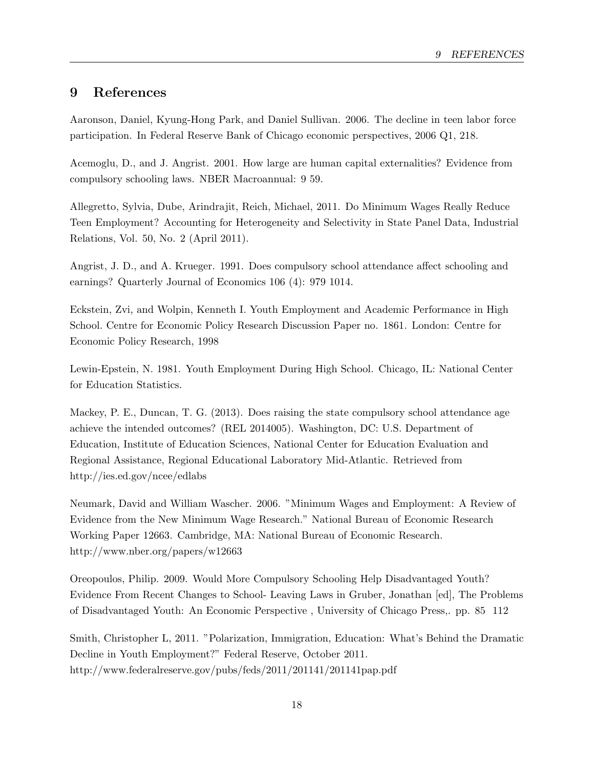# 9 References

Aaronson, Daniel, Kyung-Hong Park, and Daniel Sullivan. 2006. The decline in teen labor force participation. In Federal Reserve Bank of Chicago economic perspectives, 2006 Q1, 218.

Acemoglu, D., and J. Angrist. 2001. How large are human capital externalities? Evidence from compulsory schooling laws. NBER Macroannual: 9 59.

Allegretto, Sylvia, Dube, Arindrajit, Reich, Michael, 2011. Do Minimum Wages Really Reduce Teen Employment? Accounting for Heterogeneity and Selectivity in State Panel Data, Industrial Relations, Vol. 50, No. 2 (April 2011).

Angrist, J. D., and A. Krueger. 1991. Does compulsory school attendance affect schooling and earnings? Quarterly Journal of Economics 106 (4): 979 1014.

Eckstein, Zvi, and Wolpin, Kenneth I. Youth Employment and Academic Performance in High School. Centre for Economic Policy Research Discussion Paper no. 1861. London: Centre for Economic Policy Research, 1998

Lewin-Epstein, N. 1981. Youth Employment During High School. Chicago, IL: National Center for Education Statistics.

Mackey, P. E., Duncan, T. G. (2013). Does raising the state compulsory school attendance age achieve the intended outcomes? (REL 2014005). Washington, DC: U.S. Department of Education, Institute of Education Sciences, National Center for Education Evaluation and Regional Assistance, Regional Educational Laboratory Mid-Atlantic. Retrieved from http://ies.ed.gov/ncee/edlabs

Neumark, David and William Wascher. 2006. "Minimum Wages and Employment: A Review of Evidence from the New Minimum Wage Research." National Bureau of Economic Research Working Paper 12663. Cambridge, MA: National Bureau of Economic Research. http://www.nber.org/papers/w12663

Oreopoulos, Philip. 2009. Would More Compulsory Schooling Help Disadvantaged Youth? Evidence From Recent Changes to School- Leaving Laws in Gruber, Jonathan [ed], The Problems of Disadvantaged Youth: An Economic Perspective , University of Chicago Press,. pp. 85 112

Smith, Christopher L, 2011. "Polarization, Immigration, Education: What's Behind the Dramatic Decline in Youth Employment?" Federal Reserve, October 2011. http://www.federalreserve.gov/pubs/feds/2011/201141/201141pap.pdf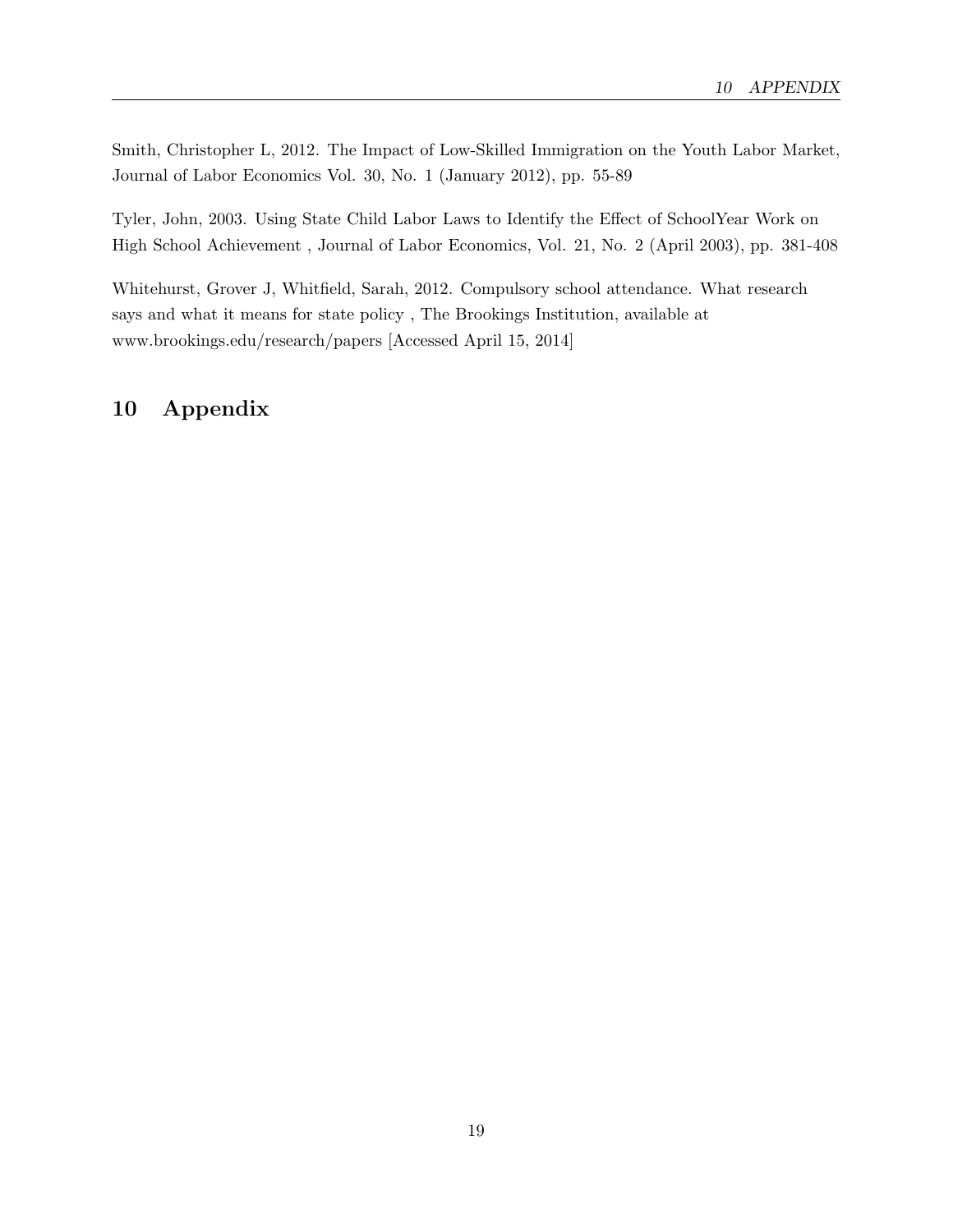Smith, Christopher L, 2012. The Impact of Low-Skilled Immigration on the Youth Labor Market, Journal of Labor Economics Vol. 30, No. 1 (January 2012), pp. 55-89

Tyler, John, 2003. Using State Child Labor Laws to Identify the Effect of SchoolYear Work on High School Achievement , Journal of Labor Economics, Vol. 21, No. 2 (April 2003), pp. 381-408

Whitehurst, Grover J, Whitfield, Sarah, 2012. Compulsory school attendance. What research says and what it means for state policy , The Brookings Institution, available at www.brookings.edu/research/papers [Accessed April 15, 2014]

# 10 Appendix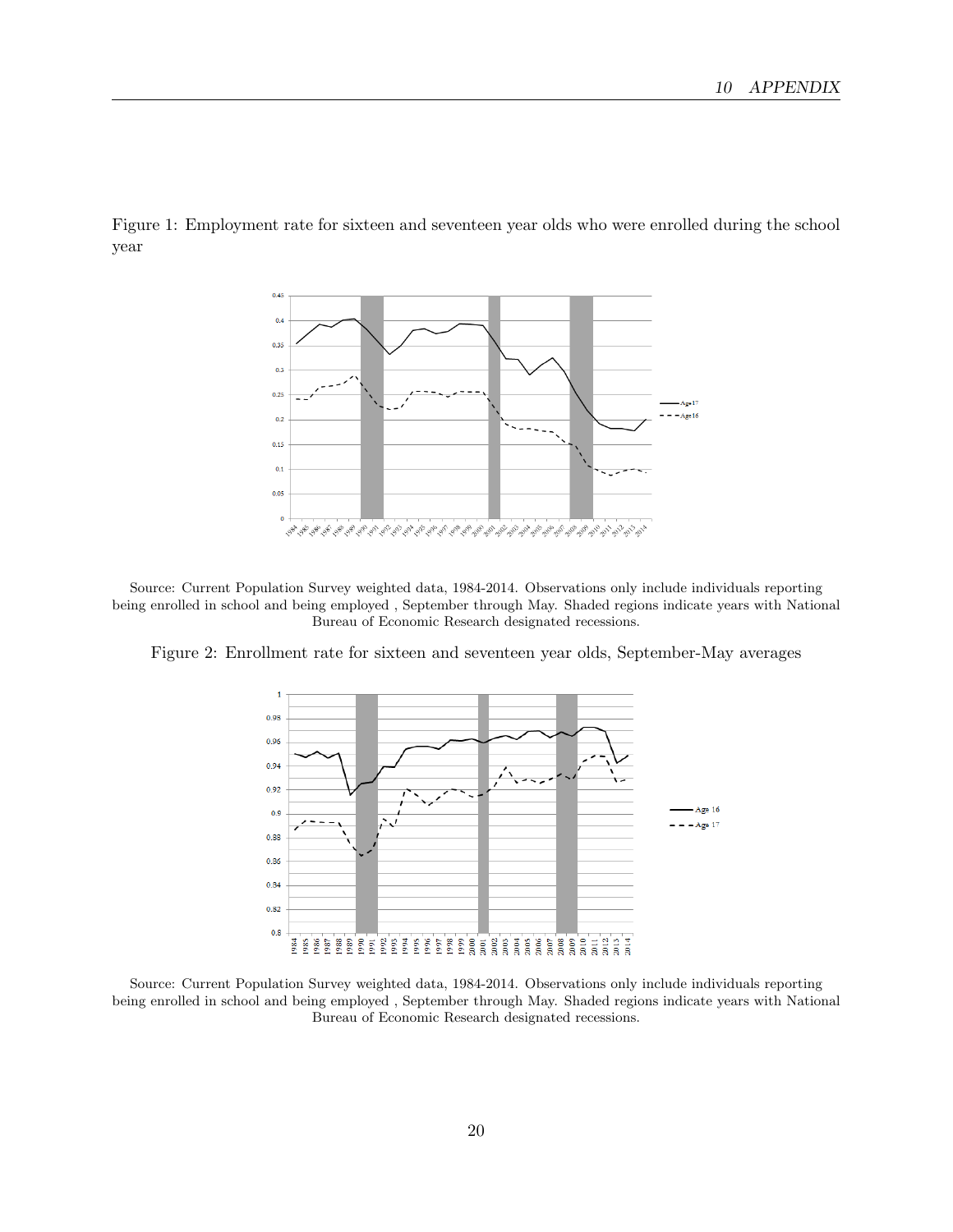Figure 1: Employment rate for sixteen and seventeen year olds who were enrolled during the school year

Source: Current Population Survey weighted data, 1984-2014. Observations only include individuals reporting being enrolled in school and being employed , September through May. Shaded regions indicate years with National Bureau of Economic Research designated recessions.

Figure 2: Enrollment rate for sixteen and seventeen year olds, September-May averages

Source: Current Population Survey weighted data, 1984-2014. Observations only include individuals reporting being enrolled in school and being employed , September through May. Shaded regions indicate years with National Bureau of Economic Research designated recessions.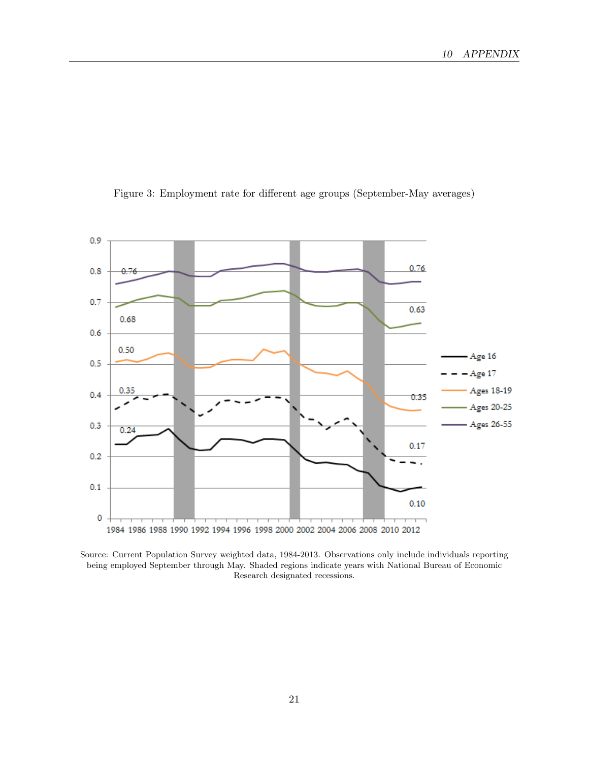Figure 3: Employment rate for different age groups (September-May averages)

Source: Current Population Survey weighted data, 1984-2013. Observations only include individuals reporting being employed September through May. Shaded regions indicate years with National Bureau of Economic Research designated recessions.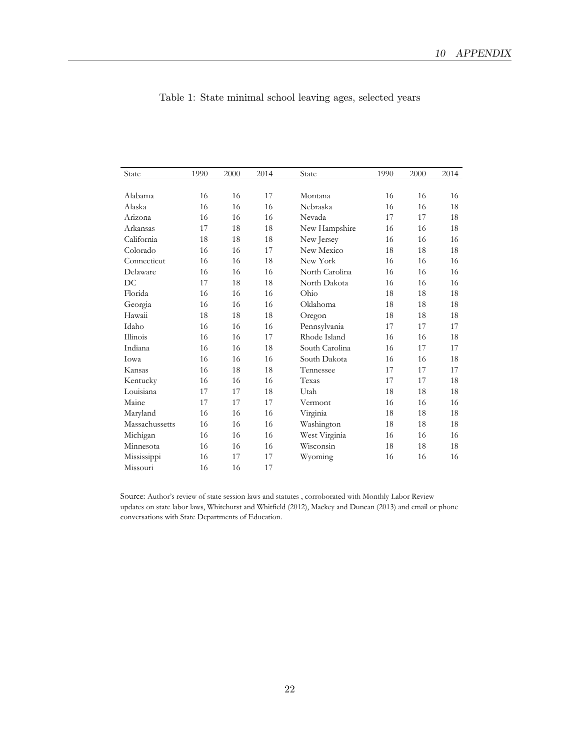Table 1: State minimal school leaving ages, selected years

| State | 1990 | 2000 | 2014 | State | 1990 | 2000 | 2014 |
|---|---|---|---|---|---|---|---|
| Alabama | 16 | 16 | 17 | Montana | 16 | 16 | 16 |
| Alaska | 16 | 16 | 16 | Nebraska | 16 | 16 | 18 |
| Arizona | 16 | 16 | 16 | Nevada | 17 | 17 | 18 |
| Arkansas | 17 | 18 | 18 | New Hampshire | 16 | 16 | 18 |
| California | 18 | 18 | 18 | New Jersey | 16 | 16 | 16 |
| Colorado | 16 | 16 | 17 | New Mexico | 18 | 18 | 18 |
| Connecticut | 16 | 16 | 18 | New York | 16 | 16 | 16 |
| Delaware | 16 | 16 | 16 | North Carolina | 16 | 16 | 16 |
| DC | 17 | 18 | 18 | North Dakota | 16 | 16 | 16 |
| Florida | 16 | 16 | 16 | Ohio | 18 | 18 | 18 |
| Georgia | 16 | 16 | 16 | Oklahoma | 18 | 18 | 18 |
| Hawaii | 18 | 18 | 18 | Oregon | 18 | 18 | 18 |
| Idaho | 16 | 16 | 16 | Pennsylvania | 17 | 17 | 17 |
| Illinois | 16 | 16 | 17 | Rhode Island | 16 | 16 | 18 |
| Indiana | 16 | 16 | 18 | South Carolina | 16 | 17 | 17 |
| Iowa | 16 | 16 | 16 | South Dakota | 16 | 16 | 18 |
| Kansas | 16 | 18 | 18 | Tennessee | 17 | 17 | 17 |
| Kentucky | 16 | 16 | 16 | Texas | 17 | 17 | 18 |
| Louisiana | 17 | 17 | 18 | Utah | 18 | 18 | 18 |
| Maine | 17 | 17 | 17 | Vermont | 16 | 16 | 16 |
| Maryland | 16 | 16 | 16 | Virginia | 18 | 18 | 18 |
| Massachussetts | 16 | 16 | 16 | Washington | 18 | 18 | 18 |
| Michigan | 16 | 16 | 16 | West Virginia | 16 | 16 | 16 |
| Minnesota | 16 | 16 | 16 | Wisconsin | 18 | 18 | 18 |
| Mississippi | 16 | 17 | 17 | Wyoming | 16 | 16 | 16 |
| Missouri | 16 | 16 | 17 | | | | |

Source: Author's review of state session laws and statutes , corroborated with Monthly Labor Review updates on state labor laws, Whitehurst and Whitfield (2012), Mackey and Duncan (2013) and email or phone conversations with State Departments of Education.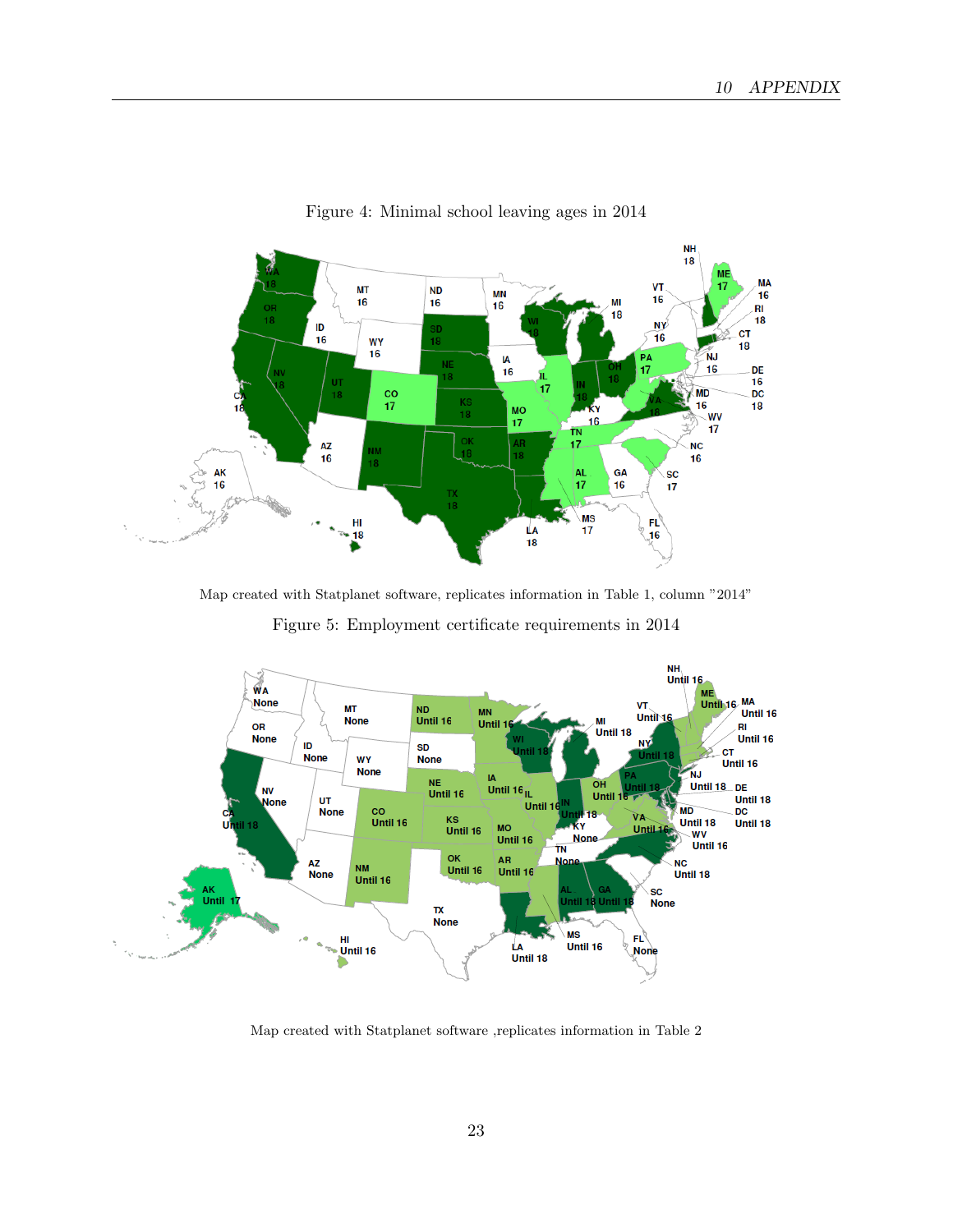Figure 4: Minimal school leaving ages in 2014

Map created with Statplanet software, replicates information in Table 1, column "2014"

Figure 5: Employment certificate requirements in 2014

Map created with Statplanet software ,replicates information in Table 2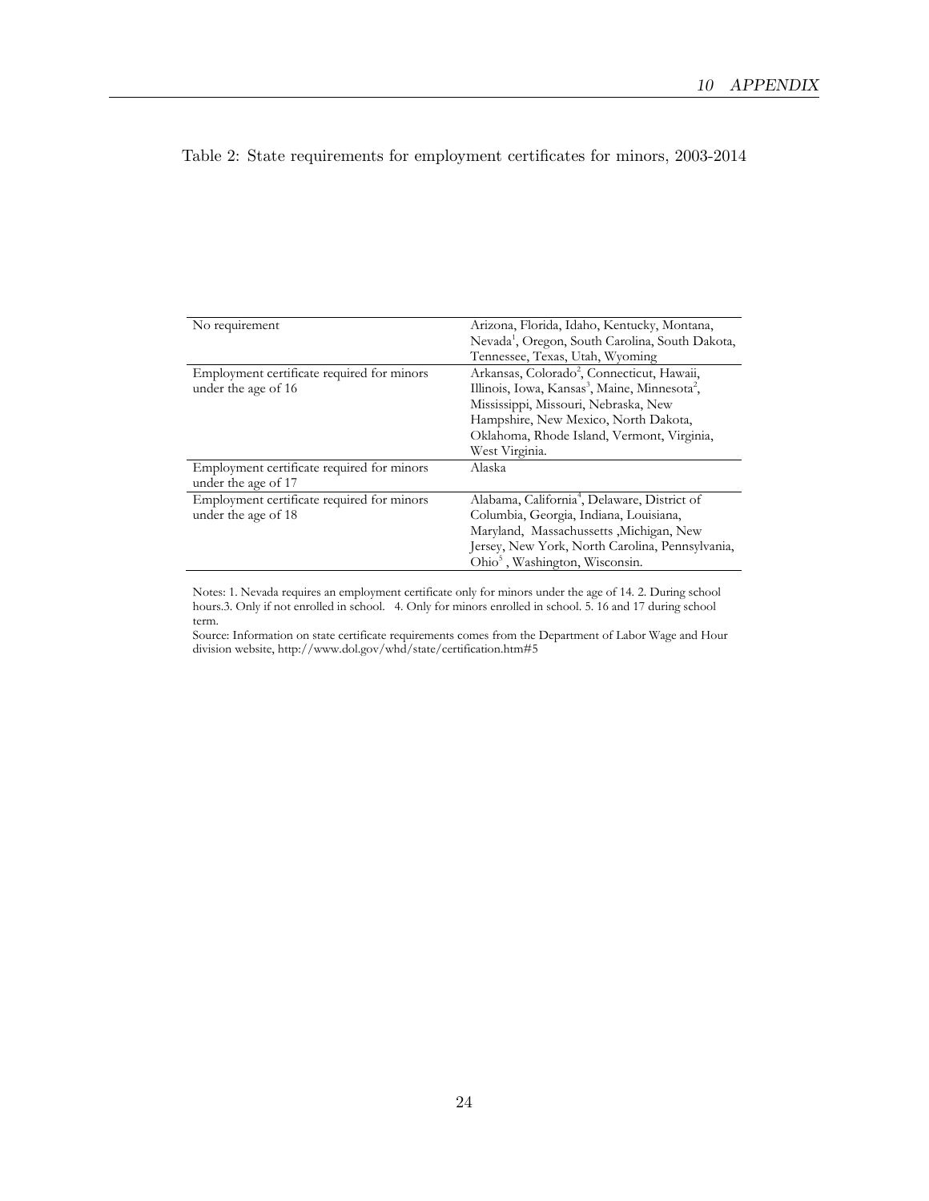Table 2: State requirements for employment certificates for minors, 2003-2014

| | |
|---|---|
| No requirement | Arizona, Florida, Idaho, Kentucky, Montana, Nevada[1], Oregon, South Carolina, South Dakota, Tennessee, Texas, Utah, Wyoming |
| Employment certificate required for minors under the age of 16 | Arkansas, Colorado[2], Connecticut, Hawaii, Illinois, Iowa, Kansas[3], Maine, Minnesota[2], Mississippi, Missouri, Nebraska, New Hampshire, New Mexico, North Dakota, Oklahoma, Rhode Island, Vermont, Virginia, West Virginia. |
| Employment certificate required for minors under the age of 17 | Alaska |
| Employment certificate required for minors under the age of 18 | Alabama, California[4], Delaware, District of Columbia, Georgia, Indiana, Louisiana, Maryland, Massachussetts ,Michigan, New Jersey, New York, North Carolina, Pennsylvania, Ohio[5] , Washington, Wisconsin. |

Notes: 1. Nevada requires an employment certificate only for minors under the age of 14. 2. During school hours.3. Only if not enrolled in school. 4. Only for minors enrolled in school. 5. 16 and 17 during school term.

Source: Information on state certificate requirements comes from the Department of Labor Wage and Hour division website, http://www.dol.gov/whd/state/certification.htm#5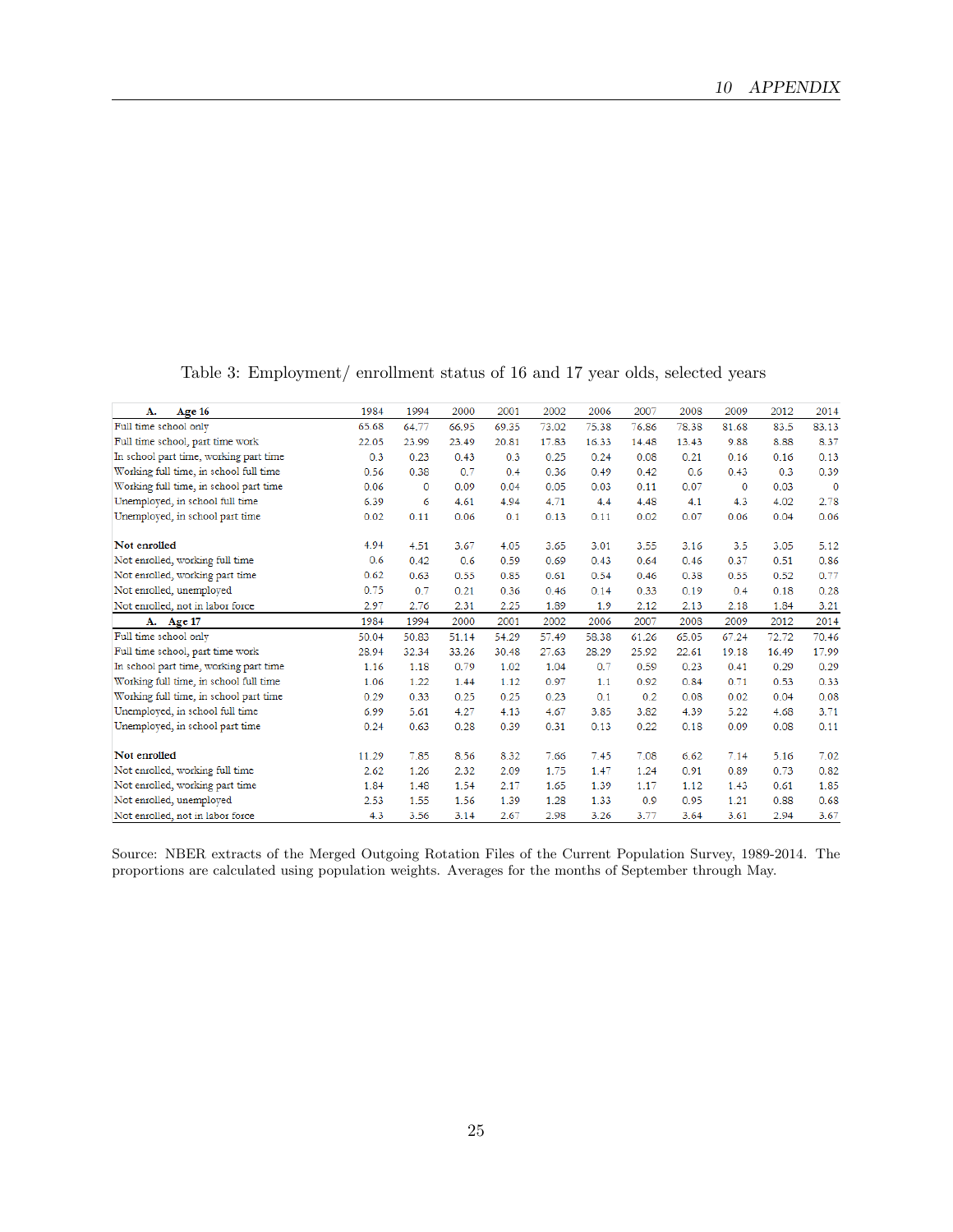Table 3: Employment/ enrollment status of 16 and 17 year olds, selected years

| **A. Age 16** | 1984 | 1994 | 2000 | 2001 | 2002 | 2006 | 2007 | 2008 | 2009 | 2012 | 2014 |
|---|---|---|---|---|---|---|---|---|---|---|---|
| Full time school only | 65.68 | 64.77 | 66.95 | 69.35 | 73.02 | 75.38 | 76.86 | 78.38 | 81.68 | 83.5 | 83.13 |
| Full time school, part time work | 22.05 | 23.99 | 23.49 | 20.81 | 17.83 | 16.33 | 14.48 | 13.43 | 9.88 | 8.88 | 8.37 |
| In school part time, working part time | 0.3 | 0.23 | 0.43 | 0.3 | 0.25 | 0.24 | 0.08 | 0.21 | 0.16 | 0.16 | 0.13 |
| Working full time, in school full time | 0.56 | 0.38 | 0.7 | 0.4 | 0.36 | 0.49 | 0.42 | 0.6 | 0.43 | 0.3 | 0.39 |
| Working full time, in school part time | 0.06 | 0 | 0.09 | 0.04 | 0.05 | 0.03 | 0.11 | 0.07 | 0 | 0.03 | 0 |
| Unemployed, in school full time | 6.39 | 6 | 4.61 | 4.94 | 4.71 | 4.4 | 4.48 | 4.1 | 4.3 | 4.02 | 2.78 |
| Unemployed, in school part time | 0.02 | 0.11 | 0.06 | 0.1 | 0.13 | 0.11 | 0.02 | 0.07 | 0.06 | 0.04 | 0.06 |
| | | | | | | | | | | | |
| **Not enrolled** | 4.94 | 4.51 | 3.67 | 4.05 | 3.65 | 3.01 | 3.55 | 3.16 | 3.5 | 3.05 | 5.12 |
| Not enrolled, working full time | 0.6 | 0.42 | 0.6 | 0.59 | 0.69 | 0.43 | 0.64 | 0.46 | 0.37 | 0.51 | 0.86 |
| Not enrolled, working part time | 0.62 | 0.63 | 0.55 | 0.85 | 0.61 | 0.54 | 0.46 | 0.38 | 0.55 | 0.52 | 0.77 |
| Not enrolled, unemployed | 0.75 | 0.7 | 0.21 | 0.36 | 0.46 | 0.14 | 0.33 | 0.19 | 0.4 | 0.18 | 0.28 |
| Not enrolled, not in labor force | 2.97 | 2.76 | 2.31 | 2.25 | 1.89 | 1.9 | 2.12 | 2.13 | 2.18 | 1.84 | 3.21 |
| **A. Age 17** | 1984 | 1994 | 2000 | 2001 | 2002 | 2006 | 2007 | 2008 | 2009 | 2012 | 2014 |
| Full time school only | 50.04 | 50.83 | 51.14 | 54.29 | 57.49 | 58.38 | 61.26 | 65.05 | 67.24 | 72.72 | 70.46 |
| Full time school, part time work | 28.94 | 32.34 | 33.26 | 30.48 | 27.63 | 28.29 | 25.92 | 22.61 | 19.18 | 16.49 | 17.99 |
| In school part time, working part time | 1.16 | 1.18 | 0.79 | 1.02 | 1.04 | 0.7 | 0.59 | 0.23 | 0.41 | 0.29 | 0.29 |
| Working full time, in school full time | 1.06 | 1.22 | 1.44 | 1.12 | 0.97 | 1.1 | 0.92 | 0.84 | 0.71 | 0.53 | 0.33 |
| Working full time, in school part time | 0.29 | 0.33 | 0.25 | 0.25 | 0.23 | 0.1 | 0.2 | 0.08 | 0.02 | 0.04 | 0.08 |
| Unemployed, in school full time | 6.99 | 5.61 | 4.27 | 4.13 | 4.67 | 3.85 | 3.82 | 4.39 | 5.22 | 4.68 | 3.71 |
| Unemployed, in school part time | 0.24 | 0.63 | 0.28 | 0.39 | 0.31 | 0.13 | 0.22 | 0.18 | 0.09 | 0.08 | 0.11 |
| | | | | | | | | | | | |
| **Not enrolled** | 11.29 | 7.85 | 8.56 | 8.32 | 7.66 | 7.45 | 7.08 | 6.62 | 7.14 | 5.16 | 7.02 |
| Not enrolled, working full time | 2.62 | 1.26 | 2.32 | 2.09 | 1.75 | 1.47 | 1.24 | 0.91 | 0.89 | 0.73 | 0.82 |
| Not enrolled, working part time | 1.84 | 1.48 | 1.54 | 2.17 | 1.65 | 1.39 | 1.17 | 1.12 | 1.43 | 0.61 | 1.85 |
| Not enrolled, unemployed | 2.53 | 1.55 | 1.56 | 1.39 | 1.28 | 1.33 | 0.9 | 0.95 | 1.21 | 0.88 | 0.68 |
| Not enrolled, not in labor force | 4.3 | 3.56 | 3.14 | 2.67 | 2.98 | 3.26 | 3.77 | 3.64 | 3.61 | 2.94 | 3.67 |

Source: NBER extracts of the Merged Outgoing Rotation Files of the Current Population Survey, 1989-2014. The proportions are calculated using population weights. Averages for the months of September through May.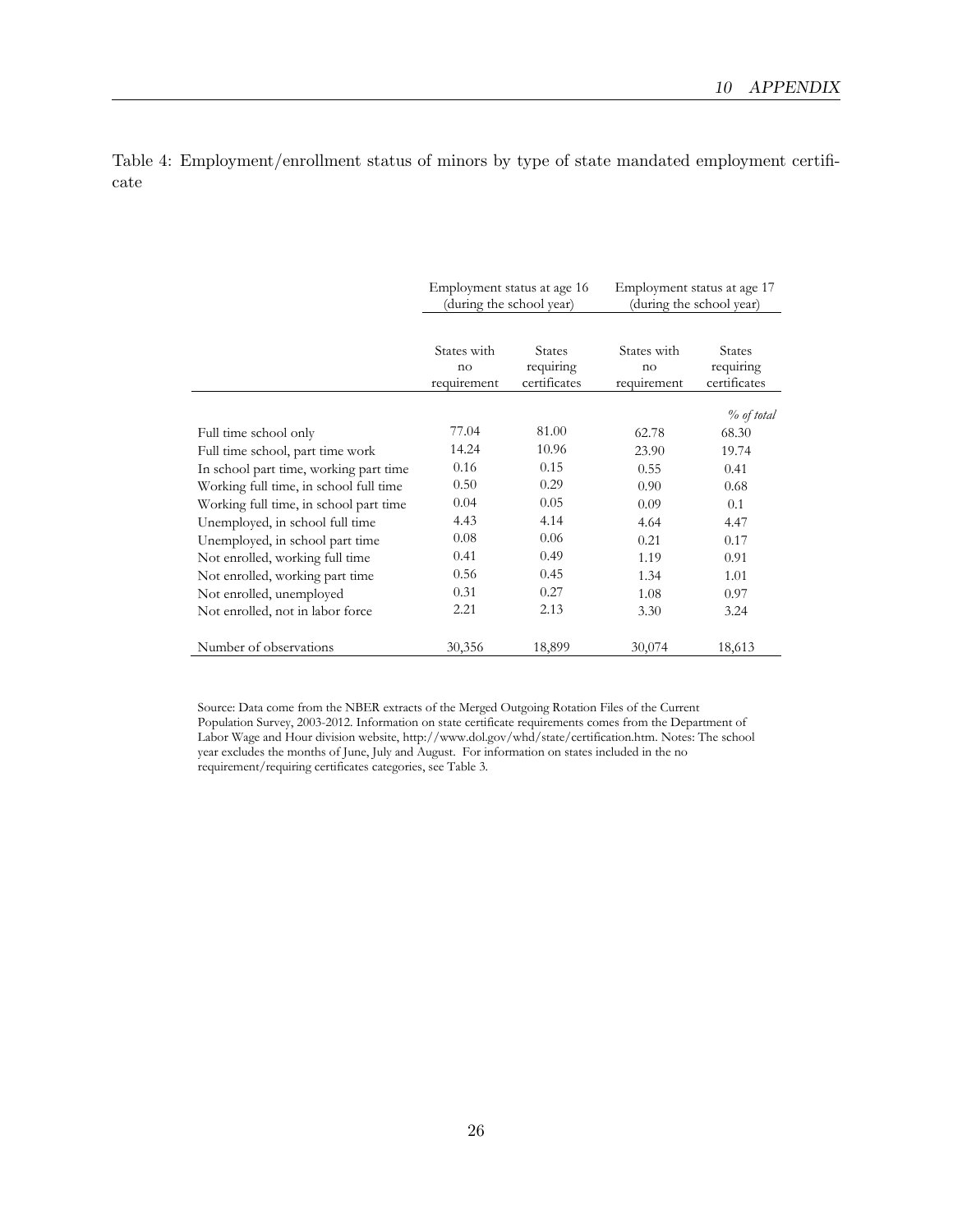Table 4: Employment/enrollment status of minors by type of state mandated employment certificate

| | Employment status at age 16 (during the school year) | | Employment status at age 17 (during the school year) | |
|---|---|---|---|---|
| | States with no requirement | States requiring certificates | States with no requirement | States requiring certificates |
| | | | | *% of total* |
| Full time school only | 77.04 | 81.00 | 62.78 | 68.30 |
| Full time school, part time work | 14.24 | 10.96 | 23.90 | 19.74 |
| In school part time, working part time | 0.16 | 0.15 | 0.55 | 0.41 |
| Working full time, in school full time | 0.50 | 0.29 | 0.90 | 0.68 |
| Working full time, in school part time | 0.04 | 0.05 | 0.09 | 0.1 |
| Unemployed, in school full time | 4.43 | 4.14 | 4.64 | 4.47 |
| Unemployed, in school part time | 0.08 | 0.06 | 0.21 | 0.17 |
| Not enrolled, working full time | 0.41 | 0.49 | 1.19 | 0.91 |
| Not enrolled, working part time | 0.56 | 0.45 | 1.34 | 1.01 |
| Not enrolled, unemployed | 0.31 | 0.27 | 1.08 | 0.97 |
| Not enrolled, not in labor force | 2.21 | 2.13 | 3.30 | 3.24 |
| Number of observations | 30,356 | 18,899 | 30,074 | 18,613 |

Source: Data come from the NBER extracts of the Merged Outgoing Rotation Files of the Current Population Survey, 2003-2012. Information on state certificate requirements comes from the Department of Labor Wage and Hour division website, http://www.dol.gov/whd/state/certification.htm. Notes: The school year excludes the months of June, July and August. For information on states included in the no requirement/requiring certificates categories, see Table 3.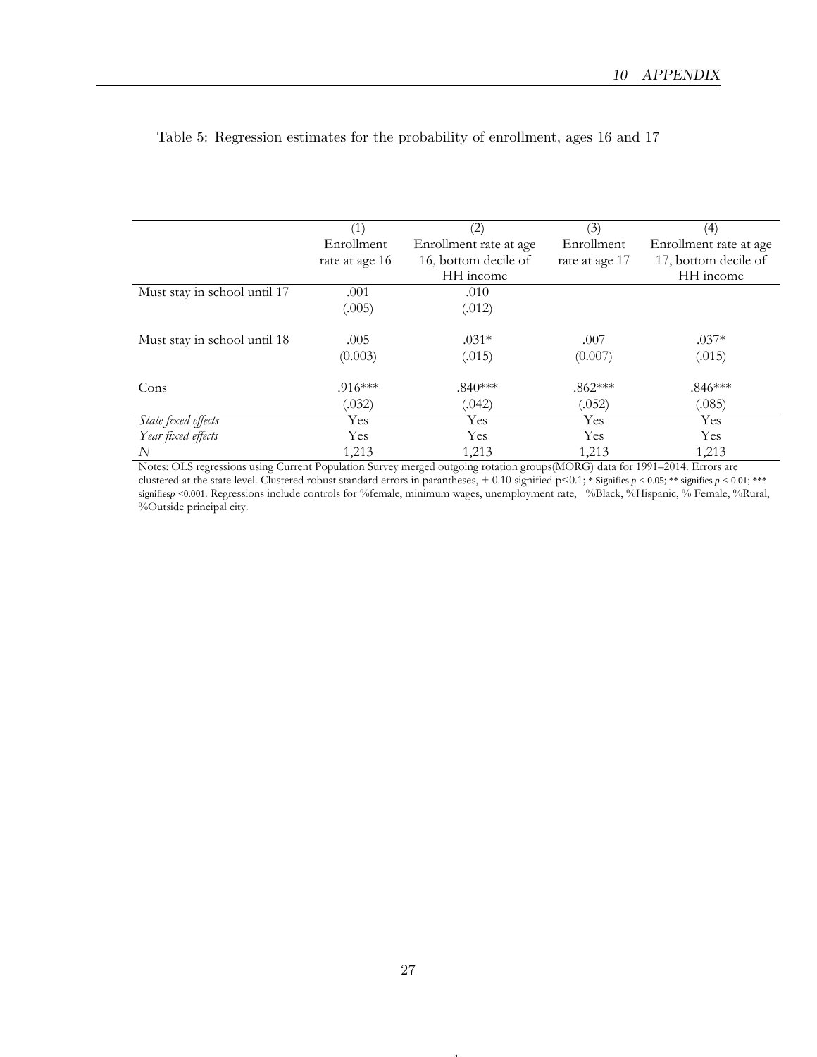Table 5: Regression estimates for the probability of enrollment, ages 16 and 17

| | (1) Enrollment rate at age 16 | (2) Enrollment rate at age 16, bottom decile of HH income | (3) Enrollment rate at age 17 | (4) Enrollment rate at age 17, bottom decile of HH income |
|---|---|---|---|---|
| Must stay in school until 17 | .001 | .010 | | |
| | (.005) | (.012) | | |
| Must stay in school until 18 | .005 | .031* | .007 | .037* |
| | (0.003) | (.015) | (0.007) | (.015) |
| Cons | .916*** | .840*** | .862*** | .846*** |
| | (.032) | (.042) | (.052) | (.085) |
| *State fixed effects* | Yes | Yes | Yes | Yes |
| *Year fixed effects* | Yes | Yes | Yes | Yes |
| $N$ | 1,213 | 1,213 | 1,213 | 1,213 |

Notes: OLS regressions using Current Population Survey merged outgoing rotation groups(MORG) data for 1991–2014. Errors are clustered at the state level. Clustered robust standard errors in parantheses, + 0.10 signified p<0.1; * Signifies $p < 0.05$; ** signifies $p < 0.01$; *** signifies$p$ <0.001. Regressions include controls for %female, minimum wages, unemployment rate, %Black, %Hispanic, % Female, %Rural, %Outside principal city.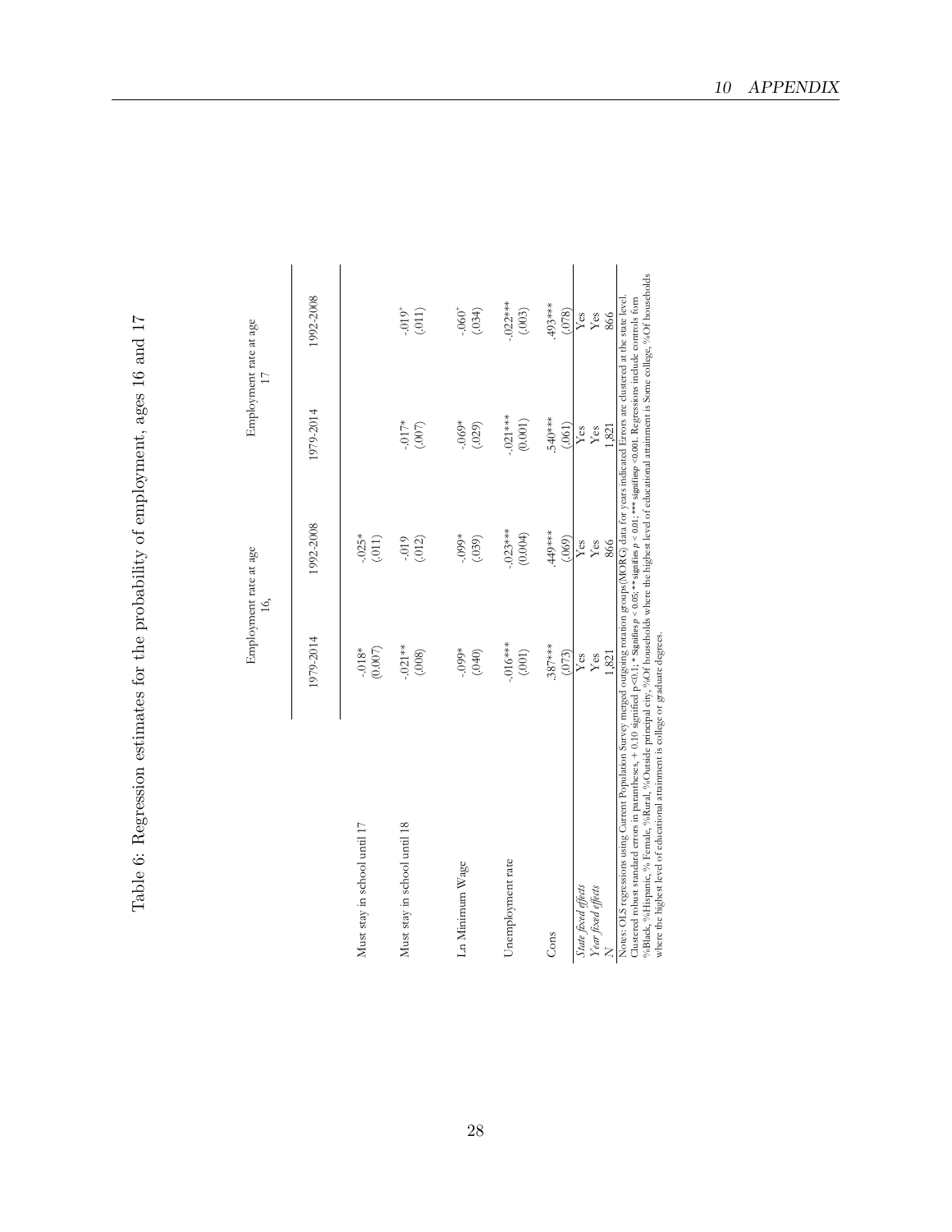Table 6: Regression estimates for the probability of employment, ages 16 and 17

| | Employment rate at age 16, | | Employment rate at age 17 | |
|---|---|---|---|---|
| | 1979-2014 | 1992-2008 | 1979-2014 | 1992-2008 |
| Must stay in school until 17 | -.018* | -.025* | | |
| | (0.007) | (.011) | | |
| Must stay in school until 18 | -.021** | -.019 | -.017* | -.019+ |
| | (.008) | (.012) | (.007) | (.011) |
| Ln Minimum Wage | -.099* | -.099* | -.069* | -.060+ |
| | (.040) | (.039) | (.029) | (.034) |
| Unemployment rate | -.016*** | -.023*** | -.021*** | -.022*** |
| | (.001) | (0.004) | (0.001) | (.003) |
| Cons | .387*** | .449*** | .540*** | .493*** |
| | (.073) | (.069) | (.061) | (.078) |
| *State fixed effects* | Yes | Yes | Yes | Yes |
| *Year fixed effects* | Yes | Yes | Yes | Yes |
| $N$ | 1,821 | 866 | 1,821 | 866 |

Notes: OLS regressions using Current Population Survey merged outgoing rotation groups(MORG) data for years indicated Errors are clustered at the state level. Clustered robust standard errors in parentheses, + 0.10 signified p<0.1; * Signifies $p$ < 0.05; ** signifies $p$ < 0.01; *** signifiesp <0.001. Regressions include controls form %Black, %Hispanic, % Female, %Rural, %Outside principal city, %Of households where the highest level of educational attainment is Some college, %Of households where the highest level of educational attainment is college or graduate degrees.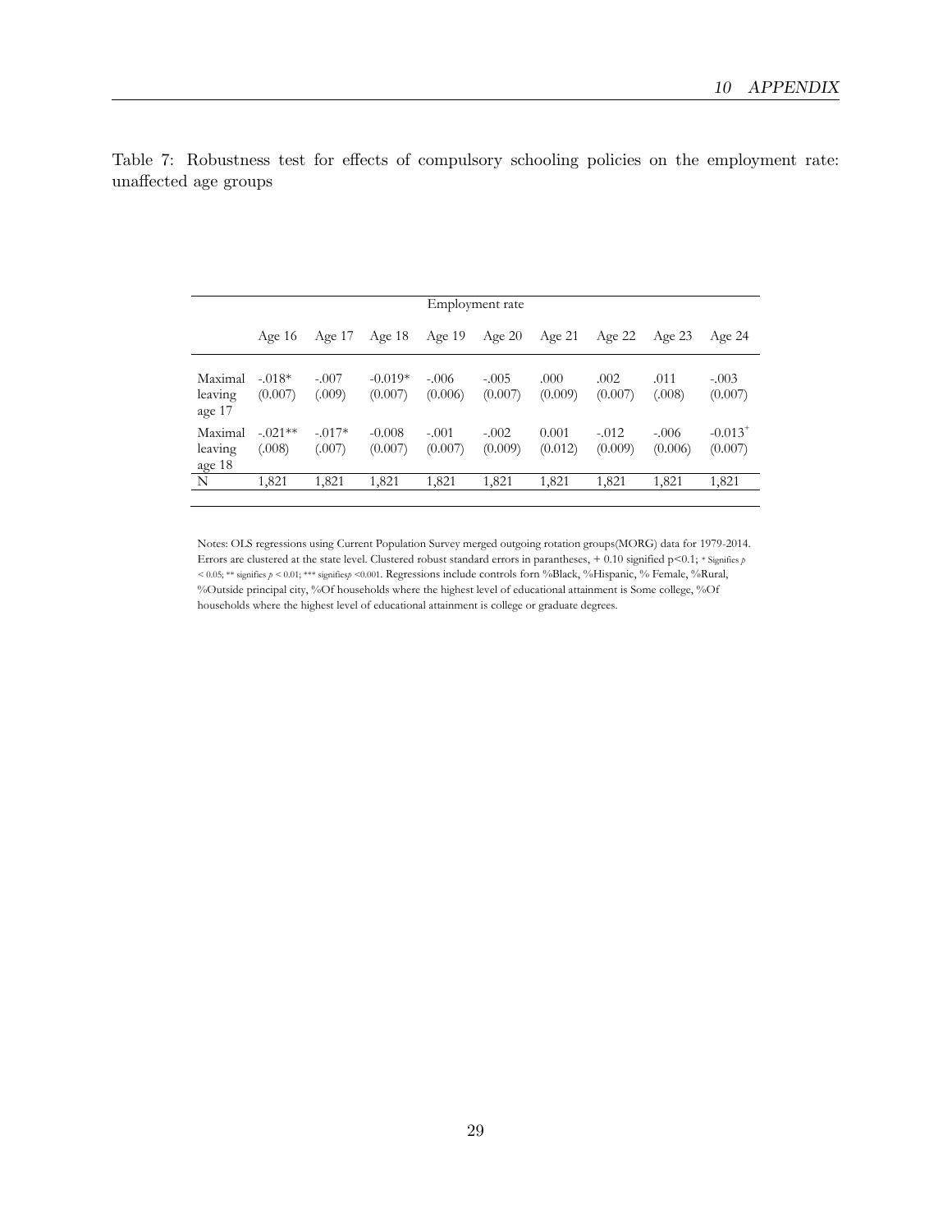Table 7: Robustness test for effects of compulsory schooling policies on the employment rate: unaffected age groups

| | Employment rate | | | | | | | | |
|---|---|---|---|---|---|---|---|---|---|
| | Age 16 | Age 17 | Age 18 | Age 19 | Age 20 | Age 21 | Age 22 | Age 23 | Age 24 |
| Maximal leaving age 17 | -.018* (0.007) | -.007 (.009) | -0.019* (0.007) | -.006 (0.006) | -.005 (0.007) | .000 (0.009) | .002 (0.007) | .011 (.008) | -.003 (0.007) |
| Maximal leaving age 18 | -.021** (.008) | -.017* (.007) | -0.008 (0.007) | -.001 (0.007) | -.002 (0.009) | 0.001 (0.012) | -.012 (0.009) | -.006 (0.006) | -0.013+ (0.007) |
| N | 1,821 | 1,821 | 1,821 | 1,821 | 1,821 | 1,821 | 1,821 | 1,821 | 1,821 |

Notes: OLS regressions using Current Population Survey merged outgoing rotation groups(MORG) data for 1979-2014. Errors are clustered at the state level. Clustered robust standard errors in parantheses, + 0.10 signified p<0.1; * Signifies $p < 0.05$; ** signifies $p < 0.01$; *** signifies $p < 0.001$. Regressions include controls forn %Black, %Hispanic, % Female, %Rural, %Outside principal city, %Of households where the highest level of educational attainment is Some college, %Of households where the highest level of educational attainment is college or graduate degrees.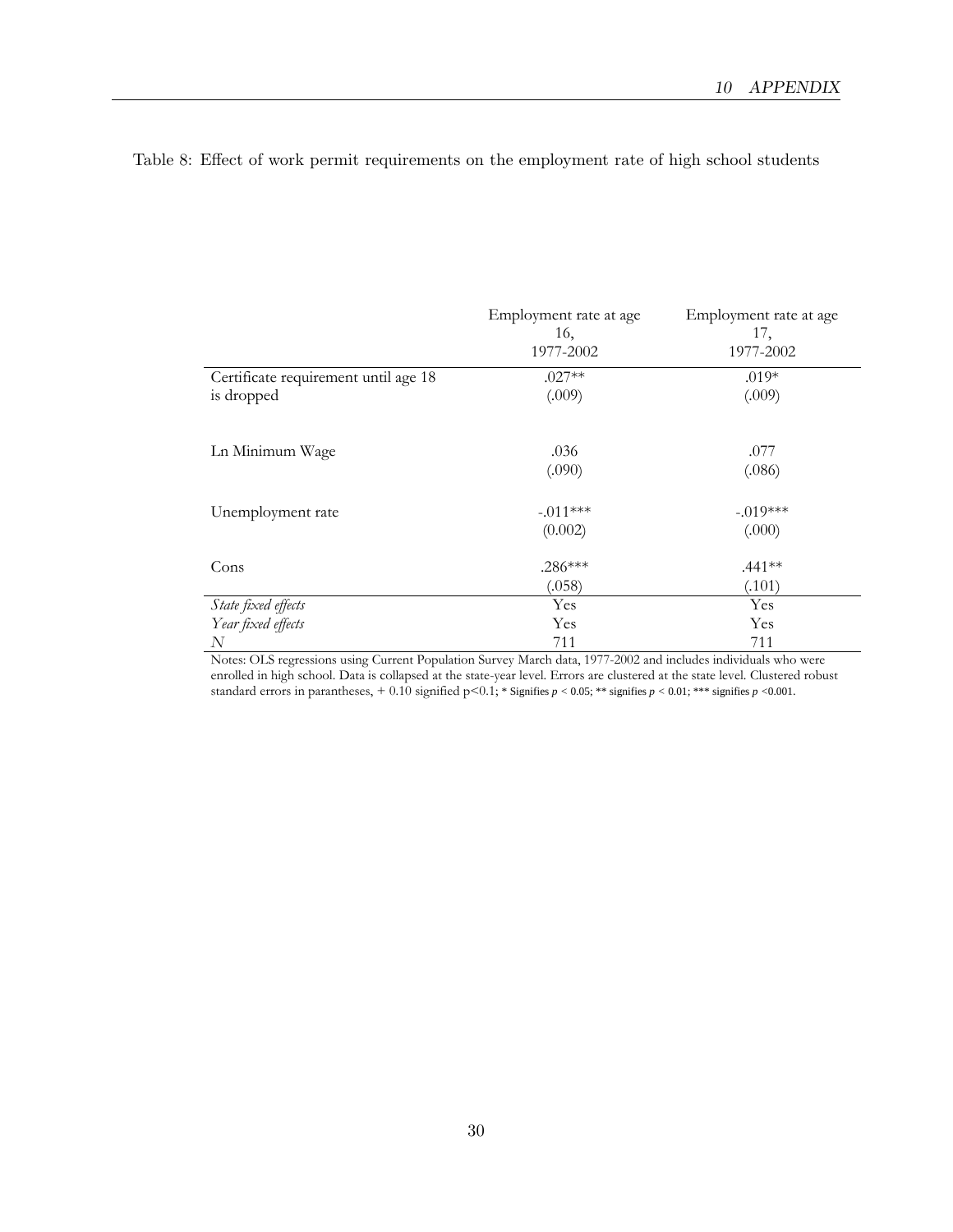Table 8: Effect of work permit requirements on the employment rate of high school students

| | Employment rate at age 16, 1977-2002 | Employment rate at age 17, 1977-2002 |
|---|---|---|
| Certificate requirement until age 18 is dropped | .027** | .019* |
| | (.009) | (.009) |
| Ln Minimum Wage | .036 | .077 |
| | (.090) | (.086) |
| Unemployment rate | -.011*** | -.019*** |
| | (0.002) | (.000) |
| Cons | .286*** | .441** |
| | (.058) | (.101) |
| *State fixed effects* | Yes | Yes |
| *Year fixed effects* | Yes | Yes |
| *N* | 711 | 711 |

Notes: OLS regressions using Current Population Survey March data, 1977-2002 and includes individuals who were enrolled in high school. Data is collapsed at the state-year level. Errors are clustered at the state level. Clustered robust standard errors in parantheses, + 0.10 signified $p<0.1$; * Signifies $p < 0.05$; ** signifies $p < 0.01$; *** signifies $p < 0.001$.